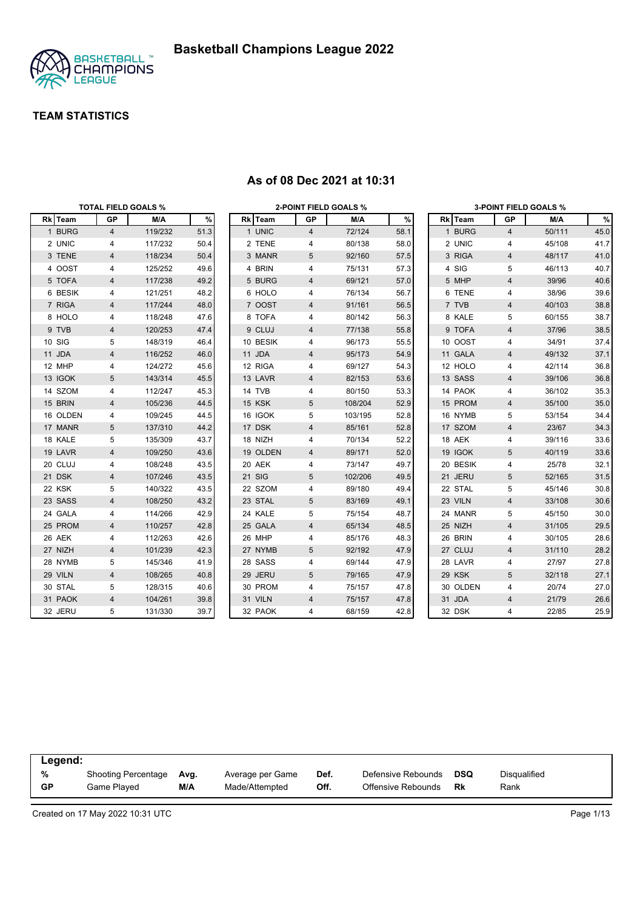# Basketball Champions League 2022

## TEAM STATISTICS

### As of 08 Dec 2021 at 10:31

**TOTAL FIELD GOALS %**

| Rk | Team | GP | M/A | % |
|---|---|---|---|---|
| 1 | BURG | 4 | 119/232 | 51.3 |
| 2 | UNIC | 4 | 117/232 | 50.4 |
| 3 | TENE | 4 | 118/234 | 50.4 |
| 4 | OOST | 4 | 125/252 | 49.6 |
| 5 | TOFA | 4 | 117/238 | 49.2 |
| 6 | BESIK | 4 | 121/251 | 48.2 |
| 7 | RIGA | 4 | 117/244 | 48.0 |
| 8 | HOLO | 4 | 118/248 | 47.6 |
| 9 | TVB | 4 | 120/253 | 47.4 |
| 10 | SIG | 5 | 148/319 | 46.4 |
| 11 | JDA | 4 | 116/252 | 46.0 |
| 12 | MHP | 4 | 124/272 | 45.6 |
| 13 | IGOK | 5 | 143/314 | 45.5 |
| 14 | SZOM | 4 | 112/247 | 45.3 |
| 15 | BRIN | 4 | 105/236 | 44.5 |
| 16 | OLDEN | 4 | 109/245 | 44.5 |
| 17 | MANR | 5 | 137/310 | 44.2 |
| 18 | KALE | 5 | 135/309 | 43.7 |
| 19 | LAVR | 4 | 109/250 | 43.6 |
| 20 | CLUJ | 4 | 108/248 | 43.5 |
| 21 | DSK | 4 | 107/246 | 43.5 |
| 22 | KSK | 5 | 140/322 | 43.5 |
| 23 | SASS | 4 | 108/250 | 43.2 |
| 24 | GALA | 4 | 114/266 | 42.9 |
| 25 | PROM | 4 | 110/257 | 42.8 |
| 26 | AEK | 4 | 112/263 | 42.6 |
| 27 | NIZH | 4 | 101/239 | 42.3 |
| 28 | NYMB | 5 | 145/346 | 41.9 |
| 29 | VILN | 4 | 108/265 | 40.8 |
| 30 | STAL | 5 | 128/315 | 40.6 |
| 31 | PAOK | 4 | 104/261 | 39.8 |
| 32 | JERU | 5 | 131/330 | 39.7 |

**2-POINT FIELD GOALS %**

| Rk | Team | GP | M/A | % |
|---|---|---|---|---|
| 1 | UNIC | 4 | 72/124 | 58.1 |
| 2 | TENE | 4 | 80/138 | 58.0 |
| 3 | MANR | 5 | 92/160 | 57.5 |
| 4 | BRIN | 4 | 75/131 | 57.3 |
| 5 | BURG | 4 | 69/121 | 57.0 |
| 6 | HOLO | 4 | 76/134 | 56.7 |
| 7 | OOST | 4 | 91/161 | 56.5 |
| 8 | TOFA | 4 | 80/142 | 56.3 |
| 9 | CLUJ | 4 | 77/138 | 55.8 |
| 10 | BESIK | 4 | 96/173 | 55.5 |
| 11 | JDA | 4 | 95/173 | 54.9 |
| 12 | RIGA | 4 | 69/127 | 54.3 |
| 13 | LAVR | 4 | 82/153 | 53.6 |
| 14 | TVB | 4 | 80/150 | 53.3 |
| 15 | KSK | 5 | 108/204 | 52.9 |
| 16 | IGOK | 5 | 103/195 | 52.8 |
| 17 | DSK | 4 | 85/161 | 52.8 |
| 18 | NIZH | 4 | 70/134 | 52.2 |
| 19 | OLDEN | 4 | 89/171 | 52.0 |
| 20 | AEK | 4 | 73/147 | 49.7 |
| 21 | SIG | 5 | 102/206 | 49.5 |
| 22 | SZOM | 4 | 89/180 | 49.4 |
| 23 | STAL | 5 | 83/169 | 49.1 |
| 24 | KALE | 5 | 75/154 | 48.7 |
| 25 | GALA | 4 | 65/134 | 48.5 |
| 26 | MHP | 4 | 85/176 | 48.3 |
| 27 | NYMB | 5 | 92/192 | 47.9 |
| 28 | SASS | 4 | 69/144 | 47.9 |
| 29 | JERU | 5 | 79/165 | 47.9 |
| 30 | PROM | 4 | 75/157 | 47.8 |
| 31 | VILN | 4 | 75/157 | 47.8 |
| 32 | PAOK | 4 | 68/159 | 42.8 |

**3-POINT FIELD GOALS %**

| Rk | Team | GP | M/A | % |
|---|---|---|---|---|
| 1 | BURG | 4 | 50/111 | 45.0 |
| 2 | UNIC | 4 | 45/108 | 41.7 |
| 3 | RIGA | 4 | 48/117 | 41.0 |
| 4 | SIG | 5 | 46/113 | 40.7 |
| 5 | MHP | 4 | 39/96 | 40.6 |
| 6 | TENE | 4 | 38/96 | 39.6 |
| 7 | TVB | 4 | 40/103 | 38.8 |
| 8 | KALE | 5 | 60/155 | 38.7 |
| 9 | TOFA | 4 | 37/96 | 38.5 |
| 10 | OOST | 4 | 34/91 | 37.4 |
| 11 | GALA | 4 | 49/132 | 37.1 |
| 12 | HOLO | 4 | 42/114 | 36.8 |
| 13 | SASS | 4 | 39/106 | 36.8 |
| 14 | PAOK | 4 | 36/102 | 35.3 |
| 15 | PROM | 4 | 35/100 | 35.0 |
| 16 | NYMB | 5 | 53/154 | 34.4 |
| 17 | SZOM | 4 | 23/67 | 34.3 |
| 18 | AEK | 4 | 39/116 | 33.6 |
| 19 | IGOK | 5 | 40/119 | 33.6 |
| 20 | BESIK | 4 | 25/78 | 32.1 |
| 21 | JERU | 5 | 52/165 | 31.5 |
| 22 | STAL | 5 | 45/146 | 30.8 |
| 23 | VILN | 4 | 33/108 | 30.6 |
| 24 | MANR | 5 | 45/150 | 30.0 |
| 25 | NIZH | 4 | 31/105 | 29.5 |
| 26 | BRIN | 4 | 30/105 | 28.6 |
| 27 | CLUJ | 4 | 31/110 | 28.2 |
| 28 | LAVR | 4 | 27/97 | 27.8 |
| 29 | KSK | 5 | 32/118 | 27.1 |
| 30 | OLDEN | 4 | 20/74 | 27.0 |
| 31 | JDA | 4 | 21/79 | 26.6 |
| 32 | DSK | 4 | 22/85 | 25.9 |

**Legend:**

| | | | | | | | |
|---|---|---|---|---|---|---|---|
| % | Shooting Percentage | Avg. | Average per Game | Def. | Defensive Rebounds | DSQ | Disqualified |
| GP | Game Played | M/A | Made/Attempted | Off. | Offensive Rebounds | Rk | Rank |

Created on 17 May 2022 10:31 UTC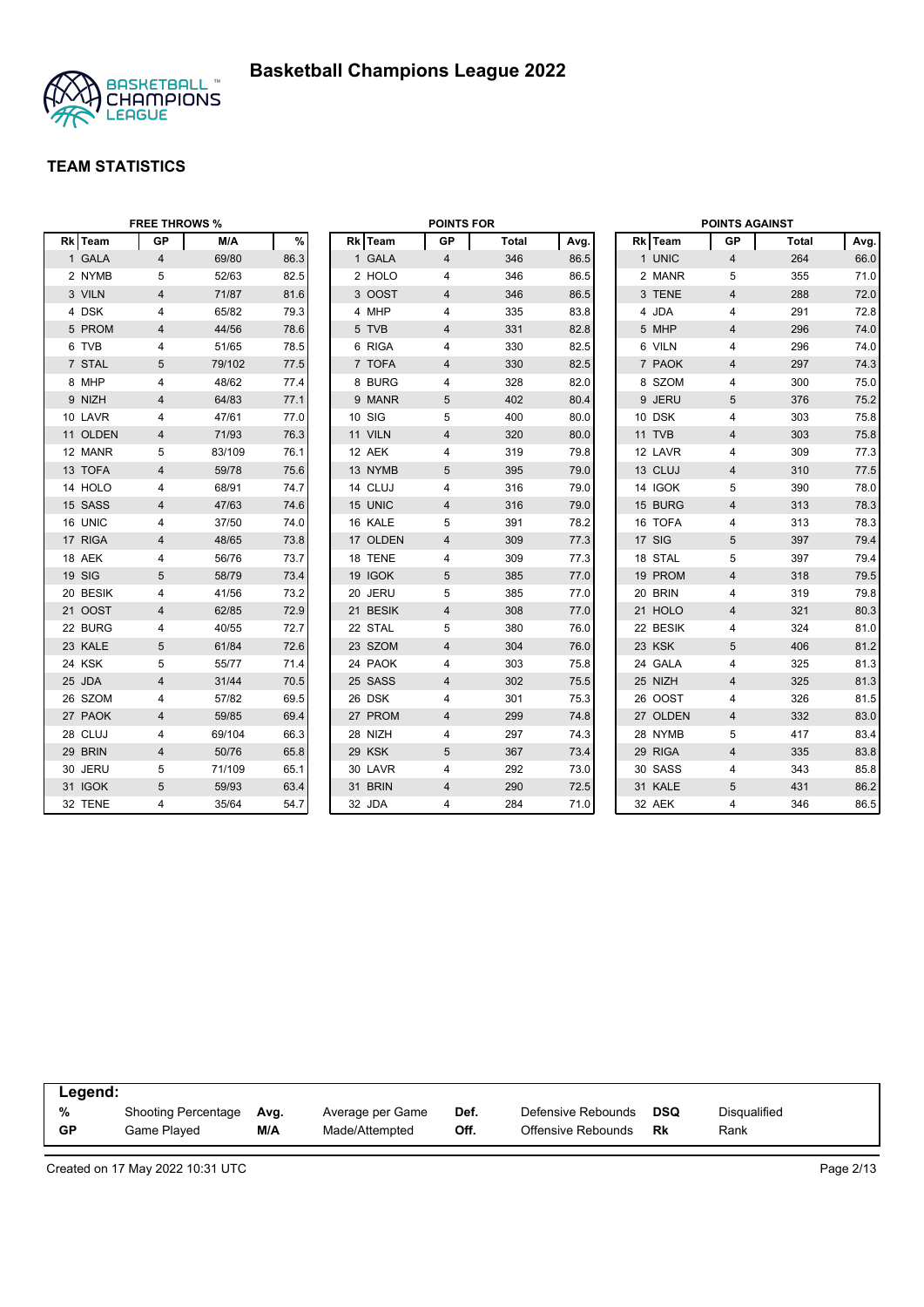# Basketball Champions League 2022

## TEAM STATISTICS

### FREE THROWS %

| Rk | Team | GP | M/A | % |
|---|---|---|---|---|
| 1 | GALA | 4 | 69/80 | 86.3 |
| 2 | NYMB | 5 | 52/63 | 82.5 |
| 3 | VILN | 4 | 71/87 | 81.6 |
| 4 | DSK | 4 | 65/82 | 79.3 |
| 5 | PROM | 4 | 44/56 | 78.6 |
| 6 | TVB | 4 | 51/65 | 78.5 |
| 7 | STAL | 5 | 79/102 | 77.5 |
| 8 | MHP | 4 | 48/62 | 77.4 |
| 9 | NIZH | 4 | 64/83 | 77.1 |
| 10 | LAVR | 4 | 47/61 | 77.0 |
| 11 | OLDEN | 4 | 71/93 | 76.3 |
| 12 | MANR | 5 | 83/109 | 76.1 |
| 13 | TOFA | 4 | 59/78 | 75.6 |
| 14 | HOLO | 4 | 68/91 | 74.7 |
| 15 | SASS | 4 | 47/63 | 74.6 |
| 16 | UNIC | 4 | 37/50 | 74.0 |
| 17 | RIGA | 4 | 48/65 | 73.8 |
| 18 | AEK | 4 | 56/76 | 73.7 |
| 19 | SIG | 5 | 58/79 | 73.4 |
| 20 | BESIK | 4 | 41/56 | 73.2 |
| 21 | OOST | 4 | 62/85 | 72.9 |
| 22 | BURG | 4 | 40/55 | 72.7 |
| 23 | KALE | 5 | 61/84 | 72.6 |
| 24 | KSK | 5 | 55/77 | 71.4 |
| 25 | JDA | 4 | 31/44 | 70.5 |
| 26 | SZOM | 4 | 57/82 | 69.5 |
| 27 | PAOK | 4 | 59/85 | 69.4 |
| 28 | CLUJ | 4 | 69/104 | 66.3 |
| 29 | BRIN | 4 | 50/76 | 65.8 |
| 30 | JERU | 5 | 71/109 | 65.1 |
| 31 | IGOK | 5 | 59/93 | 63.4 |
| 32 | TENE | 4 | 35/64 | 54.7 |

### POINTS FOR

| Rk | Team | GP | Total | Avg. |
|---|---|---|---|---|
| 1 | GALA | 4 | 346 | 86.5 |
| 2 | HOLO | 4 | 346 | 86.5 |
| 3 | OOST | 4 | 346 | 86.5 |
| 4 | MHP | 4 | 335 | 83.8 |
| 5 | TVB | 4 | 331 | 82.8 |
| 6 | RIGA | 4 | 330 | 82.5 |
| 7 | TOFA | 4 | 330 | 82.5 |
| 8 | BURG | 4 | 328 | 82.0 |
| 9 | MANR | 5 | 402 | 80.4 |
| 10 | SIG | 5 | 400 | 80.0 |
| 11 | VILN | 4 | 320 | 80.0 |
| 12 | AEK | 4 | 319 | 79.8 |
| 13 | NYMB | 5 | 395 | 79.0 |
| 14 | CLUJ | 4 | 316 | 79.0 |
| 15 | UNIC | 4 | 316 | 79.0 |
| 16 | KALE | 5 | 391 | 78.2 |
| 17 | OLDEN | 4 | 309 | 77.3 |
| 18 | TENE | 4 | 309 | 77.3 |
| 19 | IGOK | 5 | 385 | 77.0 |
| 20 | JERU | 5 | 385 | 77.0 |
| 21 | BESIK | 4 | 308 | 77.0 |
| 22 | STAL | 5 | 380 | 76.0 |
| 23 | SZOM | 4 | 304 | 76.0 |
| 24 | PAOK | 4 | 303 | 75.8 |
| 25 | SASS | 4 | 302 | 75.5 |
| 26 | DSK | 4 | 301 | 75.3 |
| 27 | PROM | 4 | 299 | 74.8 |
| 28 | NIZH | 4 | 297 | 74.3 |
| 29 | KSK | 5 | 367 | 73.4 |
| 30 | LAVR | 4 | 292 | 73.0 |
| 31 | BRIN | 4 | 290 | 72.5 |
| 32 | JDA | 4 | 284 | 71.0 |

### POINTS AGAINST

| Rk | Team | GP | Total | Avg. |
|---|---|---|---|---|
| 1 | UNIC | 4 | 264 | 66.0 |
| 2 | MANR | 5 | 355 | 71.0 |
| 3 | TENE | 4 | 288 | 72.0 |
| 4 | JDA | 4 | 291 | 72.8 |
| 5 | MHP | 4 | 296 | 74.0 |
| 6 | VILN | 4 | 296 | 74.0 |
| 7 | PAOK | 4 | 297 | 74.3 |
| 8 | SZOM | 4 | 300 | 75.0 |
| 9 | JERU | 5 | 376 | 75.2 |
| 10 | DSK | 4 | 303 | 75.8 |
| 11 | TVB | 4 | 303 | 75.8 |
| 12 | LAVR | 4 | 309 | 77.3 |
| 13 | CLUJ | 4 | 310 | 77.5 |
| 14 | IGOK | 5 | 390 | 78.0 |
| 15 | BURG | 4 | 313 | 78.3 |
| 16 | TOFA | 4 | 313 | 78.3 |
| 17 | SIG | 5 | 397 | 79.4 |
| 18 | STAL | 5 | 397 | 79.4 |
| 19 | PROM | 4 | 318 | 79.5 |
| 20 | BRIN | 4 | 319 | 79.8 |
| 21 | HOLO | 4 | 321 | 80.3 |
| 22 | BESIK | 4 | 324 | 81.0 |
| 23 | KSK | 5 | 406 | 81.2 |
| 24 | GALA | 4 | 325 | 81.3 |
| 25 | NIZH | 4 | 325 | 81.3 |
| 26 | OOST | 4 | 326 | 81.5 |
| 27 | OLDEN | 4 | 332 | 83.0 |
| 28 | NYMB | 5 | 417 | 83.4 |
| 29 | RIGA | 4 | 335 | 83.8 |
| 30 | SASS | 4 | 343 | 85.8 |
| 31 | KALE | 5 | 431 | 86.2 |
| 32 | AEK | 4 | 346 | 86.5 |

**Legend:**

| | | | | | | | |
|---|---|---|---|---|---|---|---|
| **%** | Shooting Percentage | **Avg.** | Average per Game | **Def.** | Defensive Rebounds | **DSQ** | Disqualified |
| **GP** | Game Played | **M/A** | Made/Attempted | **Off.** | Offensive Rebounds | **Rk** | Rank |

Created on 17 May 2022 10:31 UTC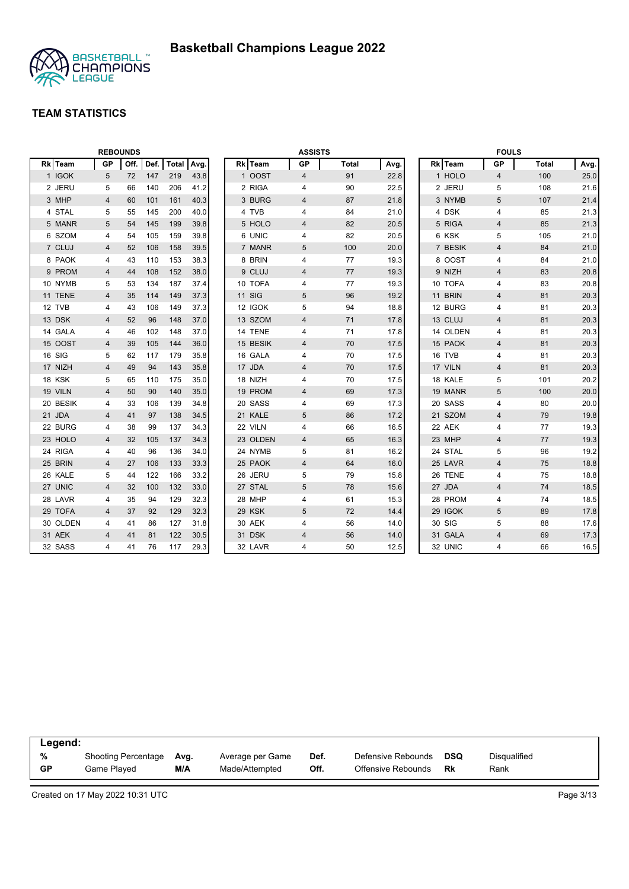# Basketball Champions League 2022

## TEAM STATISTICS

### REBOUNDS

| Rk | Team | GP | Off. | Def. | Total | Avg. |
|---|---|---|---|---|---|---|
| 1 | IGOK | 5 | 72 | 147 | 219 | 43.8 |
| 2 | JERU | 5 | 66 | 140 | 206 | 41.2 |
| 3 | MHP | 4 | 60 | 101 | 161 | 40.3 |
| 4 | STAL | 5 | 55 | 145 | 200 | 40.0 |
| 5 | MANR | 5 | 54 | 145 | 199 | 39.8 |
| 6 | SZOM | 4 | 54 | 105 | 159 | 39.8 |
| 7 | CLUJ | 4 | 52 | 106 | 158 | 39.5 |
| 8 | PAOK | 4 | 43 | 110 | 153 | 38.3 |
| 9 | PROM | 4 | 44 | 108 | 152 | 38.0 |
| 10 | NYMB | 5 | 53 | 134 | 187 | 37.4 |
| 11 | TENE | 4 | 35 | 114 | 149 | 37.3 |
| 12 | TVB | 4 | 43 | 106 | 149 | 37.3 |
| 13 | DSK | 4 | 52 | 96 | 148 | 37.0 |
| 14 | GALA | 4 | 46 | 102 | 148 | 37.0 |
| 15 | OOST | 4 | 39 | 105 | 144 | 36.0 |
| 16 | SIG | 5 | 62 | 117 | 179 | 35.8 |
| 17 | NIZH | 4 | 49 | 94 | 143 | 35.8 |
| 18 | KSK | 5 | 65 | 110 | 175 | 35.0 |
| 19 | VILN | 4 | 50 | 90 | 140 | 35.0 |
| 20 | BESIK | 4 | 33 | 106 | 139 | 34.8 |
| 21 | JDA | 4 | 41 | 97 | 138 | 34.5 |
| 22 | BURG | 4 | 38 | 99 | 137 | 34.3 |
| 23 | HOLO | 4 | 32 | 105 | 137 | 34.3 |
| 24 | RIGA | 4 | 40 | 96 | 136 | 34.0 |
| 25 | BRIN | 4 | 27 | 106 | 133 | 33.3 |
| 26 | KALE | 5 | 44 | 122 | 166 | 33.2 |
| 27 | UNIC | 4 | 32 | 100 | 132 | 33.0 |
| 28 | LAVR | 4 | 35 | 94 | 129 | 32.3 |
| 29 | TOFA | 4 | 37 | 92 | 129 | 32.3 |
| 30 | OLDEN | 4 | 41 | 86 | 127 | 31.8 |
| 31 | AEK | 4 | 41 | 81 | 122 | 30.5 |
| 32 | SASS | 4 | 41 | 76 | 117 | 29.3 |

### ASSISTS

| Rk | Team | GP | Total | Avg. |
|---|---|---|---|---|
| 1 | OOST | 4 | 91 | 22.8 |
| 2 | RIGA | 4 | 90 | 22.5 |
| 3 | BURG | 4 | 87 | 21.8 |
| 4 | TVB | 4 | 84 | 21.0 |
| 5 | HOLO | 4 | 82 | 20.5 |
| 6 | UNIC | 4 | 82 | 20.5 |
| 7 | MANR | 5 | 100 | 20.0 |
| 8 | BRIN | 4 | 77 | 19.3 |
| 9 | CLUJ | 4 | 77 | 19.3 |
| 10 | TOFA | 4 | 77 | 19.3 |
| 11 | SIG | 5 | 96 | 19.2 |
| 12 | IGOK | 5 | 94 | 18.8 |
| 13 | SZOM | 4 | 71 | 17.8 |
| 14 | TENE | 4 | 71 | 17.8 |
| 15 | BESIK | 4 | 70 | 17.5 |
| 16 | GALA | 4 | 70 | 17.5 |
| 17 | JDA | 4 | 70 | 17.5 |
| 18 | NIZH | 4 | 70 | 17.5 |
| 19 | PROM | 4 | 69 | 17.3 |
| 20 | SASS | 4 | 69 | 17.3 |
| 21 | KALE | 5 | 86 | 17.2 |
| 22 | VILN | 4 | 66 | 16.5 |
| 23 | OLDEN | 4 | 65 | 16.3 |
| 24 | NYMB | 5 | 81 | 16.2 |
| 25 | PAOK | 4 | 64 | 16.0 |
| 26 | JERU | 5 | 79 | 15.8 |
| 27 | STAL | 5 | 78 | 15.6 |
| 28 | MHP | 4 | 61 | 15.3 |
| 29 | KSK | 5 | 72 | 14.4 |
| 30 | AEK | 4 | 56 | 14.0 |
| 31 | DSK | 4 | 56 | 14.0 |
| 32 | LAVR | 4 | 50 | 12.5 |

### FOULS

| Rk | Team | GP | Total | Avg. |
|---|---|---|---|---|
| 1 | HOLO | 4 | 100 | 25.0 |
| 2 | JERU | 5 | 108 | 21.6 |
| 3 | NYMB | 5 | 107 | 21.4 |
| 4 | DSK | 4 | 85 | 21.3 |
| 5 | RIGA | 4 | 85 | 21.3 |
| 6 | KSK | 5 | 105 | 21.0 |
| 7 | BESIK | 4 | 84 | 21.0 |
| 8 | OOST | 4 | 84 | 21.0 |
| 9 | NIZH | 4 | 83 | 20.8 |
| 10 | TOFA | 4 | 83 | 20.8 |
| 11 | BRIN | 4 | 81 | 20.3 |
| 12 | BURG | 4 | 81 | 20.3 |
| 13 | CLUJ | 4 | 81 | 20.3 |
| 14 | OLDEN | 4 | 81 | 20.3 |
| 15 | PAOK | 4 | 81 | 20.3 |
| 16 | TVB | 4 | 81 | 20.3 |
| 17 | VILN | 4 | 81 | 20.3 |
| 18 | KALE | 5 | 101 | 20.2 |
| 19 | MANR | 5 | 100 | 20.0 |
| 20 | SASS | 4 | 80 | 20.0 |
| 21 | SZOM | 4 | 79 | 19.8 |
| 22 | AEK | 4 | 77 | 19.3 |
| 23 | MHP | 4 | 77 | 19.3 |
| 24 | STAL | 5 | 96 | 19.2 |
| 25 | LAVR | 4 | 75 | 18.8 |
| 26 | TENE | 4 | 75 | 18.8 |
| 27 | JDA | 4 | 74 | 18.5 |
| 28 | PROM | 4 | 74 | 18.5 |
| 29 | IGOK | 5 | 89 | 17.8 |
| 30 | SIG | 5 | 88 | 17.6 |
| 31 | GALA | 4 | 69 | 17.3 |
| 32 | UNIC | 4 | 66 | 16.5 |

**Legend:**

| | | | | | | | |
|---|---|---|---|---|---|---|---|
| % | Shooting Percentage | Avg. | Average per Game | Def. | Defensive Rebounds | DSQ | Disqualified |
| GP | Game Played | M/A | Made/Attempted | Off. | Offensive Rebounds | Rk | Rank |

Created on 17 May 2022 10:31 UTC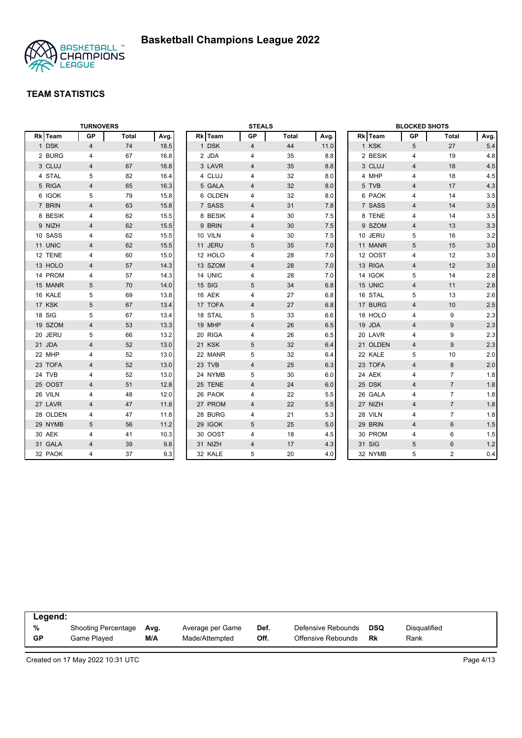# Basketball Champions League 2022

## TEAM STATISTICS

### TURNOVERS

| Rk | Team | GP | Total | Avg. |
|---|---|---|---|---|
| 1 | DSK | 4 | 74 | 18.5 |
| 2 | BURG | 4 | 67 | 16.8 |
| 3 | CLUJ | 4 | 67 | 16.8 |
| 4 | STAL | 5 | 82 | 16.4 |
| 5 | RIGA | 4 | 65 | 16.3 |
| 6 | IGOK | 5 | 79 | 15.8 |
| 7 | BRIN | 4 | 63 | 15.8 |
| 8 | BESIK | 4 | 62 | 15.5 |
| 9 | NIZH | 4 | 62 | 15.5 |
| 10 | SASS | 4 | 62 | 15.5 |
| 11 | UNIC | 4 | 62 | 15.5 |
| 12 | TENE | 4 | 60 | 15.0 |
| 13 | HOLO | 4 | 57 | 14.3 |
| 14 | PROM | 4 | 57 | 14.3 |
| 15 | MANR | 5 | 70 | 14.0 |
| 16 | KALE | 5 | 69 | 13.8 |
| 17 | KSK | 5 | 67 | 13.4 |
| 18 | SIG | 5 | 67 | 13.4 |
| 19 | SZOM | 4 | 53 | 13.3 |
| 20 | JERU | 5 | 66 | 13.2 |
| 21 | JDA | 4 | 52 | 13.0 |
| 22 | MHP | 4 | 52 | 13.0 |
| 23 | TOFA | 4 | 52 | 13.0 |
| 24 | TVB | 4 | 52 | 13.0 |
| 25 | OOST | 4 | 51 | 12.8 |
| 26 | VILN | 4 | 48 | 12.0 |
| 27 | LAVR | 4 | 47 | 11.8 |
| 28 | OLDEN | 4 | 47 | 11.8 |
| 29 | NYMB | 5 | 56 | 11.2 |
| 30 | AEK | 4 | 41 | 10.3 |
| 31 | GALA | 4 | 39 | 9.8 |
| 32 | PAOK | 4 | 37 | 9.3 |

### STEALS

| Rk | Team | GP | Total | Avg. |
|---|---|---|---|---|
| 1 | DSK | 4 | 44 | 11.0 |
| 2 | JDA | 4 | 35 | 8.8 |
| 3 | LAVR | 4 | 35 | 8.8 |
| 4 | CLUJ | 4 | 32 | 8.0 |
| 5 | GALA | 4 | 32 | 8.0 |
| 6 | OLDEN | 4 | 32 | 8.0 |
| 7 | SASS | 4 | 31 | 7.8 |
| 8 | BESIK | 4 | 30 | 7.5 |
| 9 | BRIN | 4 | 30 | 7.5 |
| 10 | VILN | 4 | 30 | 7.5 |
| 11 | JERU | 5 | 35 | 7.0 |
| 12 | HOLO | 4 | 28 | 7.0 |
| 13 | SZOM | 4 | 28 | 7.0 |
| 14 | UNIC | 4 | 28 | 7.0 |
| 15 | SIG | 5 | 34 | 6.8 |
| 16 | AEK | 4 | 27 | 6.8 |
| 17 | TOFA | 4 | 27 | 6.8 |
| 18 | STAL | 5 | 33 | 6.6 |
| 19 | MHP | 4 | 26 | 6.5 |
| 20 | RIGA | 4 | 26 | 6.5 |
| 21 | KSK | 5 | 32 | 6.4 |
| 22 | MANR | 5 | 32 | 6.4 |
| 23 | TVB | 4 | 25 | 6.3 |
| 24 | NYMB | 5 | 30 | 6.0 |
| 25 | TENE | 4 | 24 | 6.0 |
| 26 | PAOK | 4 | 22 | 5.5 |
| 27 | PROM | 4 | 22 | 5.5 |
| 28 | BURG | 4 | 21 | 5.3 |
| 29 | IGOK | 5 | 25 | 5.0 |
| 30 | OOST | 4 | 18 | 4.5 |
| 31 | NIZH | 4 | 17 | 4.3 |
| 32 | KALE | 5 | 20 | 4.0 |

### BLOCKED SHOTS

| Rk | Team | GP | Total | Avg. |
|---|---|---|---|---|
| 1 | KSK | 5 | 27 | 5.4 |
| 2 | BESIK | 4 | 19 | 4.8 |
| 3 | CLUJ | 4 | 18 | 4.5 |
| 4 | MHP | 4 | 18 | 4.5 |
| 5 | TVB | 4 | 17 | 4.3 |
| 6 | PAOK | 4 | 14 | 3.5 |
| 7 | SASS | 4 | 14 | 3.5 |
| 8 | TENE | 4 | 14 | 3.5 |
| 9 | SZOM | 4 | 13 | 3.3 |
| 10 | JERU | 5 | 16 | 3.2 |
| 11 | MANR | 5 | 15 | 3.0 |
| 12 | OOST | 4 | 12 | 3.0 |
| 13 | RIGA | 4 | 12 | 3.0 |
| 14 | IGOK | 5 | 14 | 2.8 |
| 15 | UNIC | 4 | 11 | 2.8 |
| 16 | STAL | 5 | 13 | 2.6 |
| 17 | BURG | 4 | 10 | 2.5 |
| 18 | HOLO | 4 | 9 | 2.3 |
| 19 | JDA | 4 | 9 | 2.3 |
| 20 | LAVR | 4 | 9 | 2.3 |
| 21 | OLDEN | 4 | 9 | 2.3 |
| 22 | KALE | 5 | 10 | 2.0 |
| 23 | TOFA | 4 | 8 | 2.0 |
| 24 | AEK | 4 | 7 | 1.8 |
| 25 | DSK | 4 | 7 | 1.8 |
| 26 | GALA | 4 | 7 | 1.8 |
| 27 | NIZH | 4 | 7 | 1.8 |
| 28 | VILN | 4 | 7 | 1.8 |
| 29 | BRIN | 4 | 6 | 1.5 |
| 30 | PROM | 4 | 6 | 1.5 |
| 31 | SIG | 5 | 6 | 1.2 |
| 32 | NYMB | 5 | 2 | 0.4 |

**Legend:**

| | | | | | | | |
|---|---|---|---|---|---|---|---|
| **%** | Shooting Percentage | **Avg.** | Average per Game | **Def.** | Defensive Rebounds | **DSQ** | Disqualified |
| **GP** | Game Played | **M/A** | Made/Attempted | **Off.** | Offensive Rebounds | **Rk** | Rank |

Created on 17 May 2022 10:31 UTC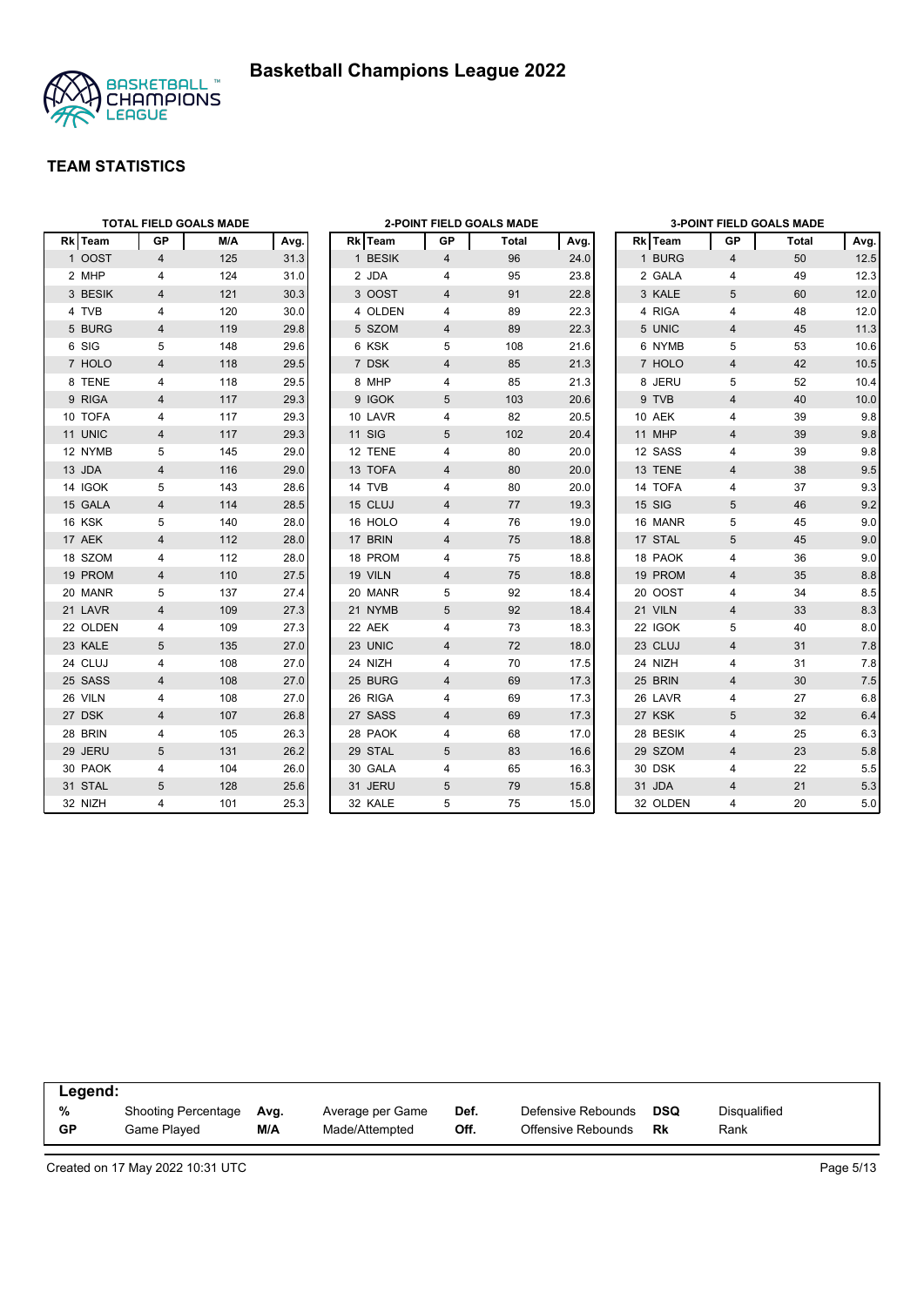# Basketball Champions League 2022

## TEAM STATISTICS

### TOTAL FIELD GOALS MADE

| Rk | Team | GP | M/A | Avg. |
|---|---|---|---|---|
| 1 | OOST | 4 | 125 | 31.3 |
| 2 | MHP | 4 | 124 | 31.0 |
| 3 | BESIK | 4 | 121 | 30.3 |
| 4 | TVB | 4 | 120 | 30.0 |
| 5 | BURG | 4 | 119 | 29.8 |
| 6 | SIG | 5 | 148 | 29.6 |
| 7 | HOLO | 4 | 118 | 29.5 |
| 8 | TENE | 4 | 118 | 29.5 |
| 9 | RIGA | 4 | 117 | 29.3 |
| 10 | TOFA | 4 | 117 | 29.3 |
| 11 | UNIC | 4 | 117 | 29.3 |
| 12 | NYMB | 5 | 145 | 29.0 |
| 13 | JDA | 4 | 116 | 29.0 |
| 14 | IGOK | 5 | 143 | 28.6 |
| 15 | GALA | 4 | 114 | 28.5 |
| 16 | KSK | 5 | 140 | 28.0 |
| 17 | AEK | 4 | 112 | 28.0 |
| 18 | SZOM | 4 | 112 | 28.0 |
| 19 | PROM | 4 | 110 | 27.5 |
| 20 | MANR | 5 | 137 | 27.4 |
| 21 | LAVR | 4 | 109 | 27.3 |
| 22 | OLDEN | 4 | 109 | 27.3 |
| 23 | KALE | 5 | 135 | 27.0 |
| 24 | CLUJ | 4 | 108 | 27.0 |
| 25 | SASS | 4 | 108 | 27.0 |
| 26 | VILN | 4 | 108 | 27.0 |
| 27 | DSK | 4 | 107 | 26.8 |
| 28 | BRIN | 4 | 105 | 26.3 |
| 29 | JERU | 5 | 131 | 26.2 |
| 30 | PAOK | 4 | 104 | 26.0 |
| 31 | STAL | 5 | 128 | 25.6 |
| 32 | NIZH | 4 | 101 | 25.3 |

### 2-POINT FIELD GOALS MADE

| Rk | Team | GP | Total | Avg. |
|---|---|---|---|---|
| 1 | BESIK | 4 | 96 | 24.0 |
| 2 | JDA | 4 | 95 | 23.8 |
| 3 | OOST | 4 | 91 | 22.8 |
| 4 | OLDEN | 4 | 89 | 22.3 |
| 5 | SZOM | 4 | 89 | 22.3 |
| 6 | KSK | 5 | 108 | 21.6 |
| 7 | DSK | 4 | 85 | 21.3 |
| 8 | MHP | 4 | 85 | 21.3 |
| 9 | IGOK | 5 | 103 | 20.6 |
| 10 | LAVR | 4 | 82 | 20.5 |
| 11 | SIG | 5 | 102 | 20.4 |
| 12 | TENE | 4 | 80 | 20.0 |
| 13 | TOFA | 4 | 80 | 20.0 |
| 14 | TVB | 4 | 80 | 20.0 |
| 15 | CLUJ | 4 | 77 | 19.3 |
| 16 | HOLO | 4 | 76 | 19.0 |
| 17 | BRIN | 4 | 75 | 18.8 |
| 18 | PROM | 4 | 75 | 18.8 |
| 19 | VILN | 4 | 75 | 18.8 |
| 20 | MANR | 5 | 92 | 18.4 |
| 21 | NYMB | 5 | 92 | 18.4 |
| 22 | AEK | 4 | 73 | 18.3 |
| 23 | UNIC | 4 | 72 | 18.0 |
| 24 | NIZH | 4 | 70 | 17.5 |
| 25 | BURG | 4 | 69 | 17.3 |
| 26 | RIGA | 4 | 69 | 17.3 |
| 27 | SASS | 4 | 69 | 17.3 |
| 28 | PAOK | 4 | 68 | 17.0 |
| 29 | STAL | 5 | 83 | 16.6 |
| 30 | GALA | 4 | 65 | 16.3 |
| 31 | JERU | 5 | 79 | 15.8 |
| 32 | KALE | 5 | 75 | 15.0 |

### 3-POINT FIELD GOALS MADE

| Rk | Team | GP | Total | Avg. |
|---|---|---|---|---|
| 1 | BURG | 4 | 50 | 12.5 |
| 2 | GALA | 4 | 49 | 12.3 |
| 3 | KALE | 5 | 60 | 12.0 |
| 4 | RIGA | 4 | 48 | 12.0 |
| 5 | UNIC | 4 | 45 | 11.3 |
| 6 | NYMB | 5 | 53 | 10.6 |
| 7 | HOLO | 4 | 42 | 10.5 |
| 8 | JERU | 5 | 52 | 10.4 |
| 9 | TVB | 4 | 40 | 10.0 |
| 10 | AEK | 4 | 39 | 9.8 |
| 11 | MHP | 4 | 39 | 9.8 |
| 12 | SASS | 4 | 39 | 9.8 |
| 13 | TENE | 4 | 38 | 9.5 |
| 14 | TOFA | 4 | 37 | 9.3 |
| 15 | SIG | 5 | 46 | 9.2 |
| 16 | MANR | 5 | 45 | 9.0 |
| 17 | STAL | 5 | 45 | 9.0 |
| 18 | PAOK | 4 | 36 | 9.0 |
| 19 | PROM | 4 | 35 | 8.8 |
| 20 | OOST | 4 | 34 | 8.5 |
| 21 | VILN | 4 | 33 | 8.3 |
| 22 | IGOK | 5 | 40 | 8.0 |
| 23 | CLUJ | 4 | 31 | 7.8 |
| 24 | NIZH | 4 | 31 | 7.8 |
| 25 | BRIN | 4 | 30 | 7.5 |
| 26 | LAVR | 4 | 27 | 6.8 |
| 27 | KSK | 5 | 32 | 6.4 |
| 28 | BESIK | 4 | 25 | 6.3 |
| 29 | SZOM | 4 | 23 | 5.8 |
| 30 | DSK | 4 | 22 | 5.5 |
| 31 | JDA | 4 | 21 | 5.3 |
| 32 | OLDEN | 4 | 20 | 5.0 |

**Legend:**

| | | | | | | | |
|---|---|---|---|---|---|---|---|
| **%** | Shooting Percentage | **Avg.** | Average per Game | **Def.** | Defensive Rebounds | **DSQ** | Disqualified |
| **GP** | Game Played | **M/A** | Made/Attempted | **Off.** | Offensive Rebounds | **Rk** | Rank |

Created on 17 May 2022 10:31 UTC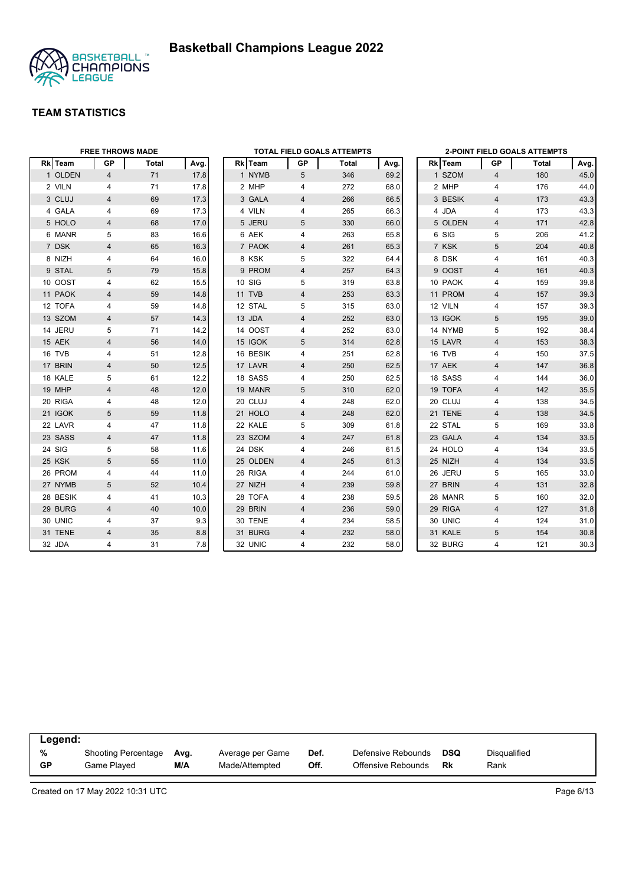# Basketball Champions League 2022

## TEAM STATISTICS

### FREE THROWS MADE

| Rk | Team | GP | Total | Avg. |
|---|---|---|---|---|
| 1 | OLDEN | 4 | 71 | 17.8 |
| 2 | VILN | 4 | 71 | 17.8 |
| 3 | CLUJ | 4 | 69 | 17.3 |
| 4 | GALA | 4 | 69 | 17.3 |
| 5 | HOLO | 4 | 68 | 17.0 |
| 6 | MANR | 5 | 83 | 16.6 |
| 7 | DSK | 4 | 65 | 16.3 |
| 8 | NIZH | 4 | 64 | 16.0 |
| 9 | STAL | 5 | 79 | 15.8 |
| 10 | OOST | 4 | 62 | 15.5 |
| 11 | PAOK | 4 | 59 | 14.8 |
| 12 | TOFA | 4 | 59 | 14.8 |
| 13 | SZOM | 4 | 57 | 14.3 |
| 14 | JERU | 5 | 71 | 14.2 |
| 15 | AEK | 4 | 56 | 14.0 |
| 16 | TVB | 4 | 51 | 12.8 |
| 17 | BRIN | 4 | 50 | 12.5 |
| 18 | KALE | 5 | 61 | 12.2 |
| 19 | MHP | 4 | 48 | 12.0 |
| 20 | RIGA | 4 | 48 | 12.0 |
| 21 | IGOK | 5 | 59 | 11.8 |
| 22 | LAVR | 4 | 47 | 11.8 |
| 23 | SASS | 4 | 47 | 11.8 |
| 24 | SIG | 5 | 58 | 11.6 |
| 25 | KSK | 5 | 55 | 11.0 |
| 26 | PROM | 4 | 44 | 11.0 |
| 27 | NYMB | 5 | 52 | 10.4 |
| 28 | BESIK | 4 | 41 | 10.3 |
| 29 | BURG | 4 | 40 | 10.0 |
| 30 | UNIC | 4 | 37 | 9.3 |
| 31 | TENE | 4 | 35 | 8.8 |
| 32 | JDA | 4 | 31 | 7.8 |

### TOTAL FIELD GOALS ATTEMPTS

| Rk | Team | GP | Total | Avg. |
|---|---|---|---|---|
| 1 | NYMB | 5 | 346 | 69.2 |
| 2 | MHP | 4 | 272 | 68.0 |
| 3 | GALA | 4 | 266 | 66.5 |
| 4 | VILN | 4 | 265 | 66.3 |
| 5 | JERU | 5 | 330 | 66.0 |
| 6 | AEK | 4 | 263 | 65.8 |
| 7 | PAOK | 4 | 261 | 65.3 |
| 8 | KSK | 5 | 322 | 64.4 |
| 9 | PROM | 4 | 257 | 64.3 |
| 10 | SIG | 5 | 319 | 63.8 |
| 11 | TVB | 4 | 253 | 63.3 |
| 12 | STAL | 5 | 315 | 63.0 |
| 13 | JDA | 4 | 252 | 63.0 |
| 14 | OOST | 4 | 252 | 63.0 |
| 15 | IGOK | 5 | 314 | 62.8 |
| 16 | BESIK | 4 | 251 | 62.8 |
| 17 | LAVR | 4 | 250 | 62.5 |
| 18 | SASS | 4 | 250 | 62.5 |
| 19 | MANR | 5 | 310 | 62.0 |
| 20 | CLUJ | 4 | 248 | 62.0 |
| 21 | HOLO | 4 | 248 | 62.0 |
| 22 | KALE | 5 | 309 | 61.8 |
| 23 | SZOM | 4 | 247 | 61.8 |
| 24 | DSK | 4 | 246 | 61.5 |
| 25 | OLDEN | 4 | 245 | 61.3 |
| 26 | RIGA | 4 | 244 | 61.0 |
| 27 | NIZH | 4 | 239 | 59.8 |
| 28 | TOFA | 4 | 238 | 59.5 |
| 29 | BRIN | 4 | 236 | 59.0 |
| 30 | TENE | 4 | 234 | 58.5 |
| 31 | BURG | 4 | 232 | 58.0 |
| 32 | UNIC | 4 | 232 | 58.0 |

### 2-POINT FIELD GOALS ATTEMPTS

| Rk | Team | GP | Total | Avg. |
|---|---|---|---|---|
| 1 | SZOM | 4 | 180 | 45.0 |
| 2 | MHP | 4 | 176 | 44.0 |
| 3 | BESIK | 4 | 173 | 43.3 |
| 4 | JDA | 4 | 173 | 43.3 |
| 5 | OLDEN | 4 | 171 | 42.8 |
| 6 | SIG | 5 | 206 | 41.2 |
| 7 | KSK | 5 | 204 | 40.8 |
| 8 | DSK | 4 | 161 | 40.3 |
| 9 | OOST | 4 | 161 | 40.3 |
| 10 | PAOK | 4 | 159 | 39.8 |
| 11 | PROM | 4 | 157 | 39.3 |
| 12 | VILN | 4 | 157 | 39.3 |
| 13 | IGOK | 5 | 195 | 39.0 |
| 14 | NYMB | 5 | 192 | 38.4 |
| 15 | LAVR | 4 | 153 | 38.3 |
| 16 | TVB | 4 | 150 | 37.5 |
| 17 | AEK | 4 | 147 | 36.8 |
| 18 | SASS | 4 | 144 | 36.0 |
| 19 | TOFA | 4 | 142 | 35.5 |
| 20 | CLUJ | 4 | 138 | 34.5 |
| 21 | TENE | 4 | 138 | 34.5 |
| 22 | STAL | 5 | 169 | 33.8 |
| 23 | GALA | 4 | 134 | 33.5 |
| 24 | HOLO | 4 | 134 | 33.5 |
| 25 | NIZH | 4 | 134 | 33.5 |
| 26 | JERU | 5 | 165 | 33.0 |
| 27 | BRIN | 4 | 131 | 32.8 |
| 28 | MANR | 5 | 160 | 32.0 |
| 29 | RIGA | 4 | 127 | 31.8 |
| 30 | UNIC | 4 | 124 | 31.0 |
| 31 | KALE | 5 | 154 | 30.8 |
| 32 | BURG | 4 | 121 | 30.3 |

**Legend:**

| | | | | | | | |
|---|---|---|---|---|---|---|---|
| **%** | Shooting Percentage | **Avg.** | Average per Game | **Def.** | Defensive Rebounds | **DSQ** | Disqualified |
| **GP** | Game Played | **M/A** | Made/Attempted | **Off.** | Offensive Rebounds | **Rk** | Rank |

Created on 17 May 2022 10:31 UTC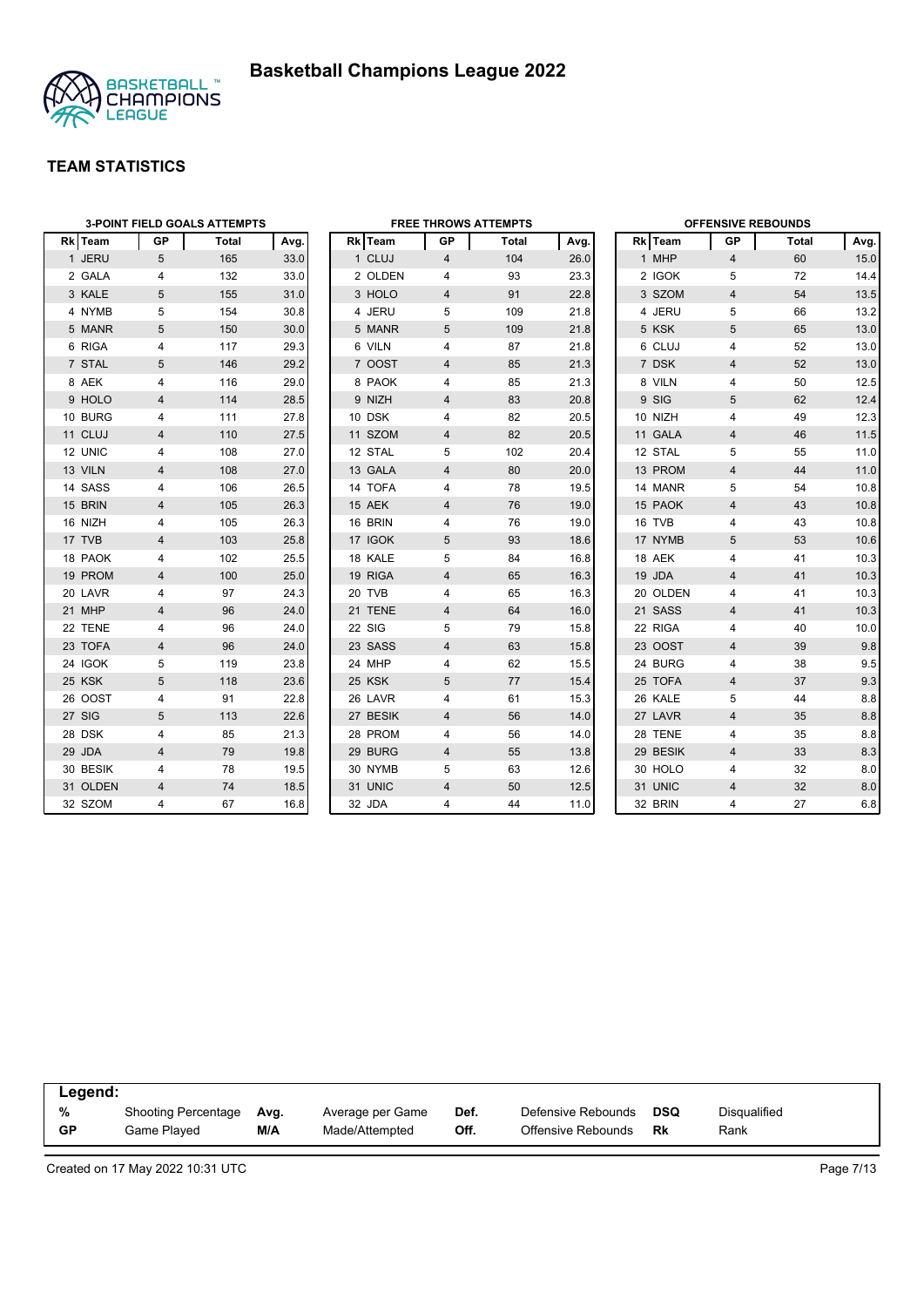# Basketball Champions League 2022

## TEAM STATISTICS

### 3-POINT FIELD GOALS ATTEMPTS

| Rk | Team | GP | Total | Avg. |
|---|---|---|---|---|
| 1 | JERU | 5 | 165 | 33.0 |
| 2 | GALA | 4 | 132 | 33.0 |
| 3 | KALE | 5 | 155 | 31.0 |
| 4 | NYMB | 5 | 154 | 30.8 |
| 5 | MANR | 5 | 150 | 30.0 |
| 6 | RIGA | 4 | 117 | 29.3 |
| 7 | STAL | 5 | 146 | 29.2 |
| 8 | AEK | 4 | 116 | 29.0 |
| 9 | HOLO | 4 | 114 | 28.5 |
| 10 | BURG | 4 | 111 | 27.8 |
| 11 | CLUJ | 4 | 110 | 27.5 |
| 12 | UNIC | 4 | 108 | 27.0 |
| 13 | VILN | 4 | 108 | 27.0 |
| 14 | SASS | 4 | 106 | 26.5 |
| 15 | BRIN | 4 | 105 | 26.3 |
| 16 | NIZH | 4 | 105 | 26.3 |
| 17 | TVB | 4 | 103 | 25.8 |
| 18 | PAOK | 4 | 102 | 25.5 |
| 19 | PROM | 4 | 100 | 25.0 |
| 20 | LAVR | 4 | 97 | 24.3 |
| 21 | MHP | 4 | 96 | 24.0 |
| 22 | TENE | 4 | 96 | 24.0 |
| 23 | TOFA | 4 | 96 | 24.0 |
| 24 | IGOK | 5 | 119 | 23.8 |
| 25 | KSK | 5 | 118 | 23.6 |
| 26 | OOST | 4 | 91 | 22.8 |
| 27 | SIG | 5 | 113 | 22.6 |
| 28 | DSK | 4 | 85 | 21.3 |
| 29 | JDA | 4 | 79 | 19.8 |
| 30 | BESIK | 4 | 78 | 19.5 |
| 31 | OLDEN | 4 | 74 | 18.5 |
| 32 | SZOM | 4 | 67 | 16.8 |

### FREE THROWS ATTEMPTS

| Rk | Team | GP | Total | Avg. |
|---|---|---|---|---|
| 1 | CLUJ | 4 | 104 | 26.0 |
| 2 | OLDEN | 4 | 93 | 23.3 |
| 3 | HOLO | 4 | 91 | 22.8 |
| 4 | JERU | 5 | 109 | 21.8 |
| 5 | MANR | 5 | 109 | 21.8 |
| 6 | VILN | 4 | 87 | 21.8 |
| 7 | OOST | 4 | 85 | 21.3 |
| 8 | PAOK | 4 | 85 | 21.3 |
| 9 | NIZH | 4 | 83 | 20.8 |
| 10 | DSK | 4 | 82 | 20.5 |
| 11 | SZOM | 4 | 82 | 20.5 |
| 12 | STAL | 5 | 102 | 20.4 |
| 13 | GALA | 4 | 80 | 20.0 |
| 14 | TOFA | 4 | 78 | 19.5 |
| 15 | AEK | 4 | 76 | 19.0 |
| 16 | BRIN | 4 | 76 | 19.0 |
| 17 | IGOK | 5 | 93 | 18.6 |
| 18 | KALE | 5 | 84 | 16.8 |
| 19 | RIGA | 4 | 65 | 16.3 |
| 20 | TVB | 4 | 65 | 16.3 |
| 21 | TENE | 4 | 64 | 16.0 |
| 22 | SIG | 5 | 79 | 15.8 |
| 23 | SASS | 4 | 63 | 15.8 |
| 24 | MHP | 4 | 62 | 15.5 |
| 25 | KSK | 5 | 77 | 15.4 |
| 26 | LAVR | 4 | 61 | 15.3 |
| 27 | BESIK | 4 | 56 | 14.0 |
| 28 | PROM | 4 | 56 | 14.0 |
| 29 | BURG | 4 | 55 | 13.8 |
| 30 | NYMB | 5 | 63 | 12.6 |
| 31 | UNIC | 4 | 50 | 12.5 |
| 32 | JDA | 4 | 44 | 11.0 |

### OFFENSIVE REBOUNDS

| Rk | Team | GP | Total | Avg. |
|---|---|---|---|---|
| 1 | MHP | 4 | 60 | 15.0 |
| 2 | IGOK | 5 | 72 | 14.4 |
| 3 | SZOM | 4 | 54 | 13.5 |
| 4 | JERU | 5 | 66 | 13.2 |
| 5 | KSK | 5 | 65 | 13.0 |
| 6 | CLUJ | 4 | 52 | 13.0 |
| 7 | DSK | 4 | 52 | 13.0 |
| 8 | VILN | 4 | 50 | 12.5 |
| 9 | SIG | 5 | 62 | 12.4 |
| 10 | NIZH | 4 | 49 | 12.3 |
| 11 | GALA | 4 | 46 | 11.5 |
| 12 | STAL | 5 | 55 | 11.0 |
| 13 | PROM | 4 | 44 | 11.0 |
| 14 | MANR | 5 | 54 | 10.8 |
| 15 | PAOK | 4 | 43 | 10.8 |
| 16 | TVB | 4 | 43 | 10.8 |
| 17 | NYMB | 5 | 53 | 10.6 |
| 18 | AEK | 4 | 41 | 10.3 |
| 19 | JDA | 4 | 41 | 10.3 |
| 20 | OLDEN | 4 | 41 | 10.3 |
| 21 | SASS | 4 | 41 | 10.3 |
| 22 | RIGA | 4 | 40 | 10.0 |
| 23 | OOST | 4 | 39 | 9.8 |
| 24 | BURG | 4 | 38 | 9.5 |
| 25 | TOFA | 4 | 37 | 9.3 |
| 26 | KALE | 5 | 44 | 8.8 |
| 27 | LAVR | 4 | 35 | 8.8 |
| 28 | TENE | 4 | 35 | 8.8 |
| 29 | BESIK | 4 | 33 | 8.3 |
| 30 | HOLO | 4 | 32 | 8.0 |
| 31 | UNIC | 4 | 32 | 8.0 |
| 32 | BRIN | 4 | 27 | 6.8 |

**Legend:**

| | | | | | | | |
|---|---|---|---|---|---|---|---|
| **%** | Shooting Percentage | **Avg.** | Average per Game | **Def.** | Defensive Rebounds | **DSQ** | Disqualified |
| **GP** | Game Played | **M/A** | Made/Attempted | **Off.** | Offensive Rebounds | **Rk** | Rank |

Created on 17 May 2022 10:31 UTC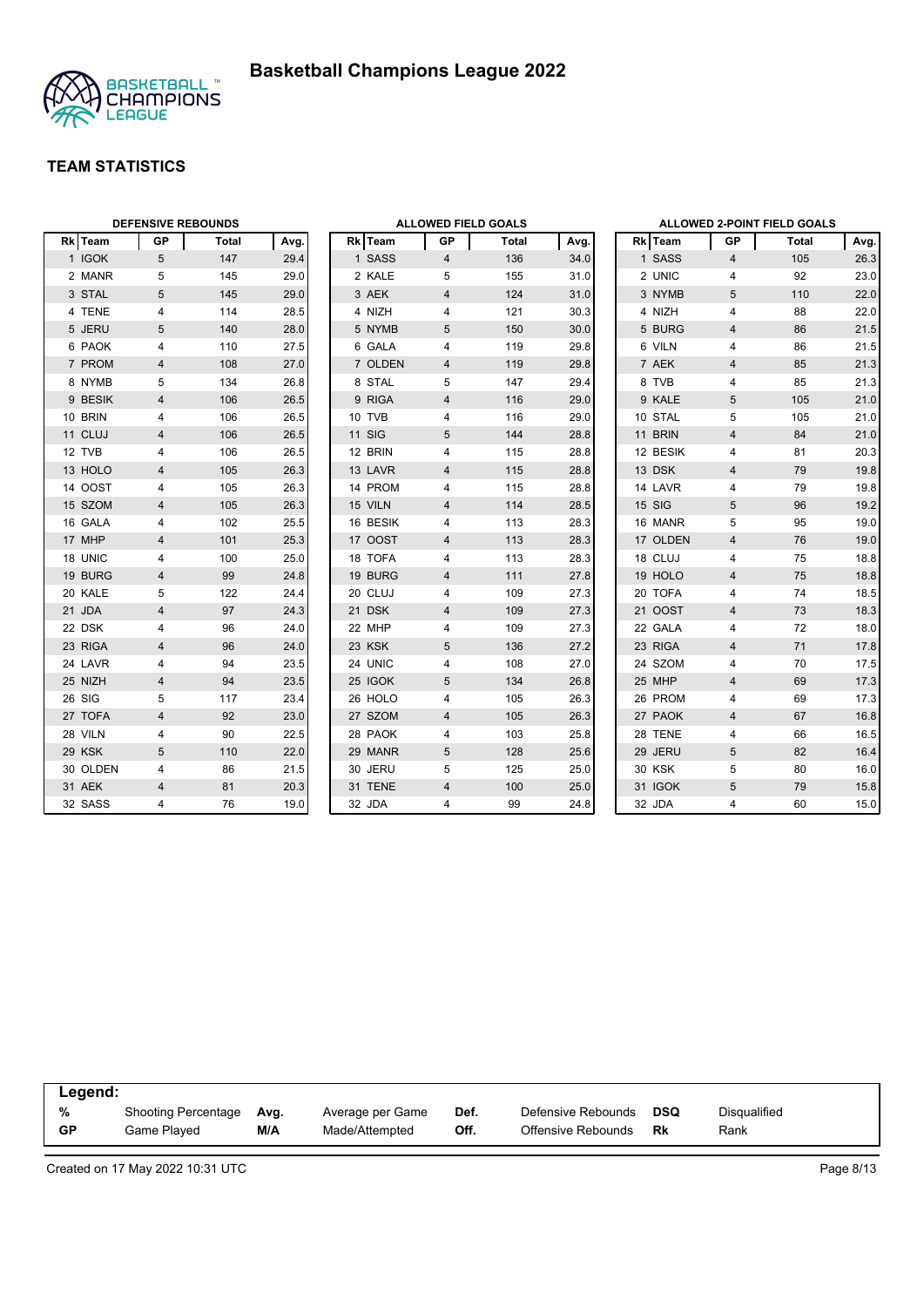# Basketball Champions League 2022

## TEAM STATISTICS

### DEFENSIVE REBOUNDS

| Rk | Team | GP | Total | Avg. |
|---|---|---|---|---|
| 1 | IGOK | 5 | 147 | 29.4 |
| 2 | MANR | 5 | 145 | 29.0 |
| 3 | STAL | 5 | 145 | 29.0 |
| 4 | TENE | 4 | 114 | 28.5 |
| 5 | JERU | 5 | 140 | 28.0 |
| 6 | PAOK | 4 | 110 | 27.5 |
| 7 | PROM | 4 | 108 | 27.0 |
| 8 | NYMB | 5 | 134 | 26.8 |
| 9 | BESIK | 4 | 106 | 26.5 |
| 10 | BRIN | 4 | 106 | 26.5 |
| 11 | CLUJ | 4 | 106 | 26.5 |
| 12 | TVB | 4 | 106 | 26.5 |
| 13 | HOLO | 4 | 105 | 26.3 |
| 14 | OOST | 4 | 105 | 26.3 |
| 15 | SZOM | 4 | 105 | 26.3 |
| 16 | GALA | 4 | 102 | 25.5 |
| 17 | MHP | 4 | 101 | 25.3 |
| 18 | UNIC | 4 | 100 | 25.0 |
| 19 | BURG | 4 | 99 | 24.8 |
| 20 | KALE | 5 | 122 | 24.4 |
| 21 | JDA | 4 | 97 | 24.3 |
| 22 | DSK | 4 | 96 | 24.0 |
| 23 | RIGA | 4 | 96 | 24.0 |
| 24 | LAVR | 4 | 94 | 23.5 |
| 25 | NIZH | 4 | 94 | 23.5 |
| 26 | SIG | 5 | 117 | 23.4 |
| 27 | TOFA | 4 | 92 | 23.0 |
| 28 | VILN | 4 | 90 | 22.5 |
| 29 | KSK | 5 | 110 | 22.0 |
| 30 | OLDEN | 4 | 86 | 21.5 |
| 31 | AEK | 4 | 81 | 20.3 |
| 32 | SASS | 4 | 76 | 19.0 |

### ALLOWED FIELD GOALS

| Rk | Team | GP | Total | Avg. |
|---|---|---|---|---|
| 1 | SASS | 4 | 136 | 34.0 |
| 2 | KALE | 5 | 155 | 31.0 |
| 3 | AEK | 4 | 124 | 31.0 |
| 4 | NIZH | 4 | 121 | 30.3 |
| 5 | NYMB | 5 | 150 | 30.0 |
| 6 | GALA | 4 | 119 | 29.8 |
| 7 | OLDEN | 4 | 119 | 29.8 |
| 8 | STAL | 5 | 147 | 29.4 |
| 9 | RIGA | 4 | 116 | 29.0 |
| 10 | TVB | 4 | 116 | 29.0 |
| 11 | SIG | 5 | 144 | 28.8 |
| 12 | BRIN | 4 | 115 | 28.8 |
| 13 | LAVR | 4 | 115 | 28.8 |
| 14 | PROM | 4 | 115 | 28.8 |
| 15 | VILN | 4 | 114 | 28.5 |
| 16 | BESIK | 4 | 113 | 28.3 |
| 17 | OOST | 4 | 113 | 28.3 |
| 18 | TOFA | 4 | 113 | 28.3 |
| 19 | BURG | 4 | 111 | 27.8 |
| 20 | CLUJ | 4 | 109 | 27.3 |
| 21 | DSK | 4 | 109 | 27.3 |
| 22 | MHP | 4 | 109 | 27.3 |
| 23 | KSK | 5 | 136 | 27.2 |
| 24 | UNIC | 4 | 108 | 27.0 |
| 25 | IGOK | 5 | 134 | 26.8 |
| 26 | HOLO | 4 | 105 | 26.3 |
| 27 | SZOM | 4 | 105 | 26.3 |
| 28 | PAOK | 4 | 103 | 25.8 |
| 29 | MANR | 5 | 128 | 25.6 |
| 30 | JERU | 5 | 125 | 25.0 |
| 31 | TENE | 4 | 100 | 25.0 |
| 32 | JDA | 4 | 99 | 24.8 |

### ALLOWED 2-POINT FIELD GOALS

| Rk | Team | GP | Total | Avg. |
|---|---|---|---|---|
| 1 | SASS | 4 | 105 | 26.3 |
| 2 | UNIC | 4 | 92 | 23.0 |
| 3 | NYMB | 5 | 110 | 22.0 |
| 4 | NIZH | 4 | 88 | 22.0 |
| 5 | BURG | 4 | 86 | 21.5 |
| 6 | VILN | 4 | 86 | 21.5 |
| 7 | AEK | 4 | 85 | 21.3 |
| 8 | TVB | 4 | 85 | 21.3 |
| 9 | KALE | 5 | 105 | 21.0 |
| 10 | STAL | 5 | 105 | 21.0 |
| 11 | BRIN | 4 | 84 | 21.0 |
| 12 | BESIK | 4 | 81 | 20.3 |
| 13 | DSK | 4 | 79 | 19.8 |
| 14 | LAVR | 4 | 79 | 19.8 |
| 15 | SIG | 5 | 96 | 19.2 |
| 16 | MANR | 5 | 95 | 19.0 |
| 17 | OLDEN | 4 | 76 | 19.0 |
| 18 | CLUJ | 4 | 75 | 18.8 |
| 19 | HOLO | 4 | 75 | 18.8 |
| 20 | TOFA | 4 | 74 | 18.5 |
| 21 | OOST | 4 | 73 | 18.3 |
| 22 | GALA | 4 | 72 | 18.0 |
| 23 | RIGA | 4 | 71 | 17.8 |
| 24 | SZOM | 4 | 70 | 17.5 |
| 25 | MHP | 4 | 69 | 17.3 |
| 26 | PROM | 4 | 69 | 17.3 |
| 27 | PAOK | 4 | 67 | 16.8 |
| 28 | TENE | 4 | 66 | 16.5 |
| 29 | JERU | 5 | 82 | 16.4 |
| 30 | KSK | 5 | 80 | 16.0 |
| 31 | IGOK | 5 | 79 | 15.8 |
| 32 | JDA | 4 | 60 | 15.0 |

**Legend:**

| | | | | | | | |
|---|---|---|---|---|---|---|---|
| **%** | Shooting Percentage | **Avg.** | Average per Game | **Def.** | Defensive Rebounds | **DSQ** | Disqualified |
| **GP** | Game Played | **M/A** | Made/Attempted | **Off.** | Offensive Rebounds | **Rk** | Rank |

Created on 17 May 2022 10:31 UTC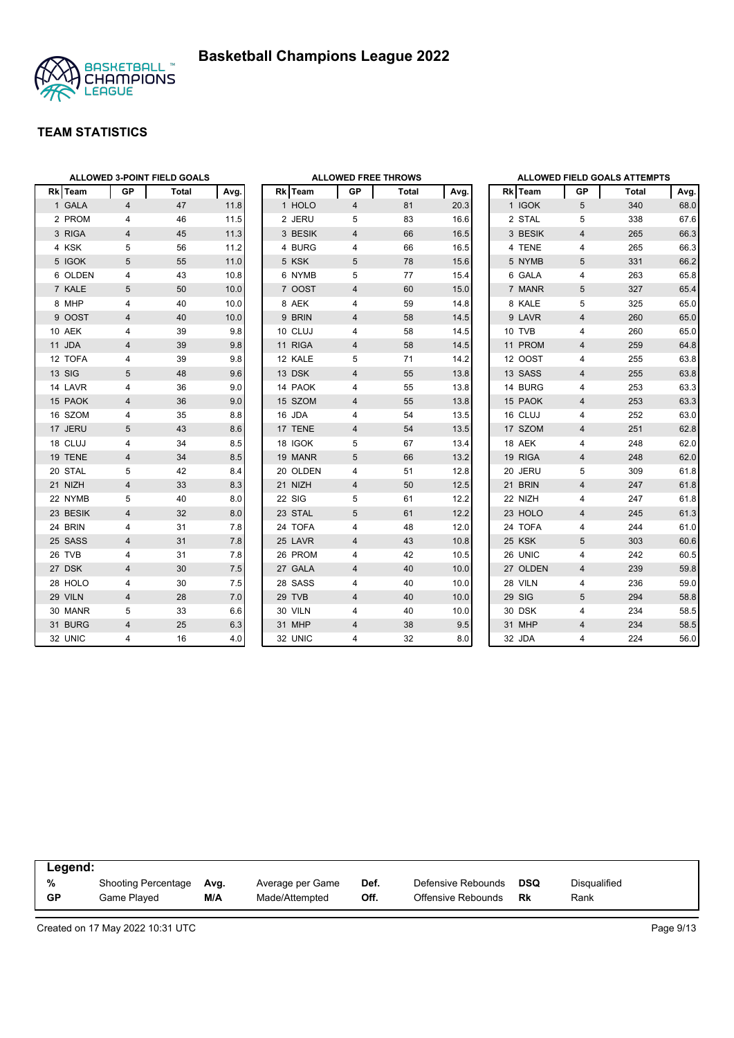# Basketball Champions League 2022

## TEAM STATISTICS

### ALLOWED 3-POINT FIELD GOALS

| Rk | Team | GP | Total | Avg. |
|---|---|---|---|---|
| 1 | GALA | 4 | 47 | 11.8 |
| 2 | PROM | 4 | 46 | 11.5 |
| 3 | RIGA | 4 | 45 | 11.3 |
| 4 | KSK | 5 | 56 | 11.2 |
| 5 | IGOK | 5 | 55 | 11.0 |
| 6 | OLDEN | 4 | 43 | 10.8 |
| 7 | KALE | 5 | 50 | 10.0 |
| 8 | MHP | 4 | 40 | 10.0 |
| 9 | OOST | 4 | 40 | 10.0 |
| 10 | AEK | 4 | 39 | 9.8 |
| 11 | JDA | 4 | 39 | 9.8 |
| 12 | TOFA | 4 | 39 | 9.8 |
| 13 | SIG | 5 | 48 | 9.6 |
| 14 | LAVR | 4 | 36 | 9.0 |
| 15 | PAOK | 4 | 36 | 9.0 |
| 16 | SZOM | 4 | 35 | 8.8 |
| 17 | JERU | 5 | 43 | 8.6 |
| 18 | CLUJ | 4 | 34 | 8.5 |
| 19 | TENE | 4 | 34 | 8.5 |
| 20 | STAL | 5 | 42 | 8.4 |
| 21 | NIZH | 4 | 33 | 8.3 |
| 22 | NYMB | 5 | 40 | 8.0 |
| 23 | BESIK | 4 | 32 | 8.0 |
| 24 | BRIN | 4 | 31 | 7.8 |
| 25 | SASS | 4 | 31 | 7.8 |
| 26 | TVB | 4 | 31 | 7.8 |
| 27 | DSK | 4 | 30 | 7.5 |
| 28 | HOLO | 4 | 30 | 7.5 |
| 29 | VILN | 4 | 28 | 7.0 |
| 30 | MANR | 5 | 33 | 6.6 |
| 31 | BURG | 4 | 25 | 6.3 |
| 32 | UNIC | 4 | 16 | 4.0 |

### ALLOWED FREE THROWS

| Rk | Team | GP | Total | Avg. |
|---|---|---|---|---|
| 1 | HOLO | 4 | 81 | 20.3 |
| 2 | JERU | 5 | 83 | 16.6 |
| 3 | BESIK | 4 | 66 | 16.5 |
| 4 | BURG | 4 | 66 | 16.5 |
| 5 | KSK | 5 | 78 | 15.6 |
| 6 | NYMB | 5 | 77 | 15.4 |
| 7 | OOST | 4 | 60 | 15.0 |
| 8 | AEK | 4 | 59 | 14.8 |
| 9 | BRIN | 4 | 58 | 14.5 |
| 10 | CLUJ | 4 | 58 | 14.5 |
| 11 | RIGA | 4 | 58 | 14.5 |
| 12 | KALE | 5 | 71 | 14.2 |
| 13 | DSK | 4 | 55 | 13.8 |
| 14 | PAOK | 4 | 55 | 13.8 |
| 15 | SZOM | 4 | 55 | 13.8 |
| 16 | JDA | 4 | 54 | 13.5 |
| 17 | TENE | 4 | 54 | 13.5 |
| 18 | IGOK | 5 | 67 | 13.4 |
| 19 | MANR | 5 | 66 | 13.2 |
| 20 | OLDEN | 4 | 51 | 12.8 |
| 21 | NIZH | 4 | 50 | 12.5 |
| 22 | SIG | 5 | 61 | 12.2 |
| 23 | STAL | 5 | 61 | 12.2 |
| 24 | TOFA | 4 | 48 | 12.0 |
| 25 | LAVR | 4 | 43 | 10.8 |
| 26 | PROM | 4 | 42 | 10.5 |
| 27 | GALA | 4 | 40 | 10.0 |
| 28 | SASS | 4 | 40 | 10.0 |
| 29 | TVB | 4 | 40 | 10.0 |
| 30 | VILN | 4 | 40 | 10.0 |
| 31 | MHP | 4 | 38 | 9.5 |
| 32 | UNIC | 4 | 32 | 8.0 |

### ALLOWED FIELD GOALS ATTEMPTS

| Rk | Team | GP | Total | Avg. |
|---|---|---|---|---|
| 1 | IGOK | 5 | 340 | 68.0 |
| 2 | STAL | 5 | 338 | 67.6 |
| 3 | BESIK | 4 | 265 | 66.3 |
| 4 | TENE | 4 | 265 | 66.3 |
| 5 | NYMB | 5 | 331 | 66.2 |
| 6 | GALA | 4 | 263 | 65.8 |
| 7 | MANR | 5 | 327 | 65.4 |
| 8 | KALE | 5 | 325 | 65.0 |
| 9 | LAVR | 4 | 260 | 65.0 |
| 10 | TVB | 4 | 260 | 65.0 |
| 11 | PROM | 4 | 259 | 64.8 |
| 12 | OOST | 4 | 255 | 63.8 |
| 13 | SASS | 4 | 255 | 63.8 |
| 14 | BURG | 4 | 253 | 63.3 |
| 15 | PAOK | 4 | 253 | 63.3 |
| 16 | CLUJ | 4 | 252 | 63.0 |
| 17 | SZOM | 4 | 251 | 62.8 |
| 18 | AEK | 4 | 248 | 62.0 |
| 19 | RIGA | 4 | 248 | 62.0 |
| 20 | JERU | 5 | 309 | 61.8 |
| 21 | BRIN | 4 | 247 | 61.8 |
| 22 | NIZH | 4 | 247 | 61.8 |
| 23 | HOLO | 4 | 245 | 61.3 |
| 24 | TOFA | 4 | 244 | 61.0 |
| 25 | KSK | 5 | 303 | 60.6 |
| 26 | UNIC | 4 | 242 | 60.5 |
| 27 | OLDEN | 4 | 239 | 59.8 |
| 28 | VILN | 4 | 236 | 59.0 |
| 29 | SIG | 5 | 294 | 58.8 |
| 30 | DSK | 4 | 234 | 58.5 |
| 31 | MHP | 4 | 234 | 58.5 |
| 32 | JDA | 4 | 224 | 56.0 |

**Legend:**

| | | | | | | | |
|---|---|---|---|---|---|---|---|
| **%** | Shooting Percentage | **Avg.** | Average per Game | **Def.** | Defensive Rebounds | **DSQ** | Disqualified |
| **GP** | Game Played | **M/A** | Made/Attempted | **Off.** | Offensive Rebounds | **Rk** | Rank |

Created on 17 May 2022 10:31 UTC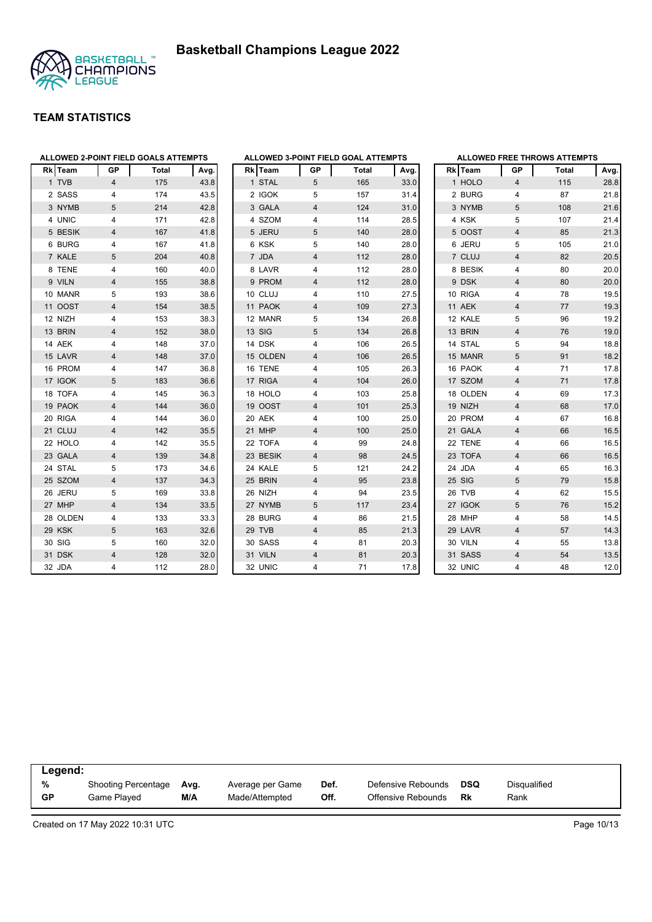# Basketball Champions League 2022

## TEAM STATISTICS

### ALLOWED 2-POINT FIELD GOALS ATTEMPTS

| Rk | Team | GP | Total | Avg. |
|---|---|---|---|---|
| 1 | TVB | 4 | 175 | 43.8 |
| 2 | SASS | 4 | 174 | 43.5 |
| 3 | NYMB | 5 | 214 | 42.8 |
| 4 | UNIC | 4 | 171 | 42.8 |
| 5 | BESIK | 4 | 167 | 41.8 |
| 6 | BURG | 4 | 167 | 41.8 |
| 7 | KALE | 5 | 204 | 40.8 |
| 8 | TENE | 4 | 160 | 40.0 |
| 9 | VILN | 4 | 155 | 38.8 |
| 10 | MANR | 5 | 193 | 38.6 |
| 11 | OOST | 4 | 154 | 38.5 |
| 12 | NIZH | 4 | 153 | 38.3 |
| 13 | BRIN | 4 | 152 | 38.0 |
| 14 | AEK | 4 | 148 | 37.0 |
| 15 | LAVR | 4 | 148 | 37.0 |
| 16 | PROM | 4 | 147 | 36.8 |
| 17 | IGOK | 5 | 183 | 36.6 |
| 18 | TOFA | 4 | 145 | 36.3 |
| 19 | PAOK | 4 | 144 | 36.0 |
| 20 | RIGA | 4 | 144 | 36.0 |
| 21 | CLUJ | 4 | 142 | 35.5 |
| 22 | HOLO | 4 | 142 | 35.5 |
| 23 | GALA | 4 | 139 | 34.8 |
| 24 | STAL | 5 | 173 | 34.6 |
| 25 | SZOM | 4 | 137 | 34.3 |
| 26 | JERU | 5 | 169 | 33.8 |
| 27 | MHP | 4 | 134 | 33.5 |
| 28 | OLDEN | 4 | 133 | 33.3 |
| 29 | KSK | 5 | 163 | 32.6 |
| 30 | SIG | 5 | 160 | 32.0 |
| 31 | DSK | 4 | 128 | 32.0 |
| 32 | JDA | 4 | 112 | 28.0 |

### ALLOWED 3-POINT FIELD GOAL ATTEMPTS

| Rk | Team | GP | Total | Avg. |
|---|---|---|---|---|
| 1 | STAL | 5 | 165 | 33.0 |
| 2 | IGOK | 5 | 157 | 31.4 |
| 3 | GALA | 4 | 124 | 31.0 |
| 4 | SZOM | 4 | 114 | 28.5 |
| 5 | JERU | 5 | 140 | 28.0 |
| 6 | KSK | 5 | 140 | 28.0 |
| 7 | JDA | 4 | 112 | 28.0 |
| 8 | LAVR | 4 | 112 | 28.0 |
| 9 | PROM | 4 | 112 | 28.0 |
| 10 | CLUJ | 4 | 110 | 27.5 |
| 11 | PAOK | 4 | 109 | 27.3 |
| 12 | MANR | 5 | 134 | 26.8 |
| 13 | SIG | 5 | 134 | 26.8 |
| 14 | DSK | 4 | 106 | 26.5 |
| 15 | OLDEN | 4 | 106 | 26.5 |
| 16 | TENE | 4 | 105 | 26.3 |
| 17 | RIGA | 4 | 104 | 26.0 |
| 18 | HOLO | 4 | 103 | 25.8 |
| 19 | OOST | 4 | 101 | 25.3 |
| 20 | AEK | 4 | 100 | 25.0 |
| 21 | MHP | 4 | 100 | 25.0 |
| 22 | TOFA | 4 | 99 | 24.8 |
| 23 | BESIK | 4 | 98 | 24.5 |
| 24 | KALE | 5 | 121 | 24.2 |
| 25 | BRIN | 4 | 95 | 23.8 |
| 26 | NIZH | 4 | 94 | 23.5 |
| 27 | NYMB | 5 | 117 | 23.4 |
| 28 | BURG | 4 | 86 | 21.5 |
| 29 | TVB | 4 | 85 | 21.3 |
| 30 | SASS | 4 | 81 | 20.3 |
| 31 | VILN | 4 | 81 | 20.3 |
| 32 | UNIC | 4 | 71 | 17.8 |

### ALLOWED FREE THROWS ATTEMPTS

| Rk | Team | GP | Total | Avg. |
|---|---|---|---|---|
| 1 | HOLO | 4 | 115 | 28.8 |
| 2 | BURG | 4 | 87 | 21.8 |
| 3 | NYMB | 5 | 108 | 21.6 |
| 4 | KSK | 5 | 107 | 21.4 |
| 5 | OOST | 4 | 85 | 21.3 |
| 6 | JERU | 5 | 105 | 21.0 |
| 7 | CLUJ | 4 | 82 | 20.5 |
| 8 | BESIK | 4 | 80 | 20.0 |
| 9 | DSK | 4 | 80 | 20.0 |
| 10 | RIGA | 4 | 78 | 19.5 |
| 11 | AEK | 4 | 77 | 19.3 |
| 12 | KALE | 5 | 96 | 19.2 |
| 13 | BRIN | 4 | 76 | 19.0 |
| 14 | STAL | 5 | 94 | 18.8 |
| 15 | MANR | 5 | 91 | 18.2 |
| 16 | PAOK | 4 | 71 | 17.8 |
| 17 | SZOM | 4 | 71 | 17.8 |
| 18 | OLDEN | 4 | 69 | 17.3 |
| 19 | NIZH | 4 | 68 | 17.0 |
| 20 | PROM | 4 | 67 | 16.8 |
| 21 | GALA | 4 | 66 | 16.5 |
| 22 | TENE | 4 | 66 | 16.5 |
| 23 | TOFA | 4 | 66 | 16.5 |
| 24 | JDA | 4 | 65 | 16.3 |
| 25 | SIG | 5 | 79 | 15.8 |
| 26 | TVB | 4 | 62 | 15.5 |
| 27 | IGOK | 5 | 76 | 15.2 |
| 28 | MHP | 4 | 58 | 14.5 |
| 29 | LAVR | 4 | 57 | 14.3 |
| 30 | VILN | 4 | 55 | 13.8 |
| 31 | SASS | 4 | 54 | 13.5 |
| 32 | UNIC | 4 | 48 | 12.0 |

**Legend:**

| | | | | | | | |
|---|---|---|---|---|---|---|---|
| **%** | Shooting Percentage | **Avg.** | Average per Game | **Def.** | Defensive Rebounds | **DSQ** | Disqualified |
| **GP** | Game Played | **M/A** | Made/Attempted | **Off.** | Offensive Rebounds | **Rk** | Rank |

Created on 17 May 2022 10:31 UTC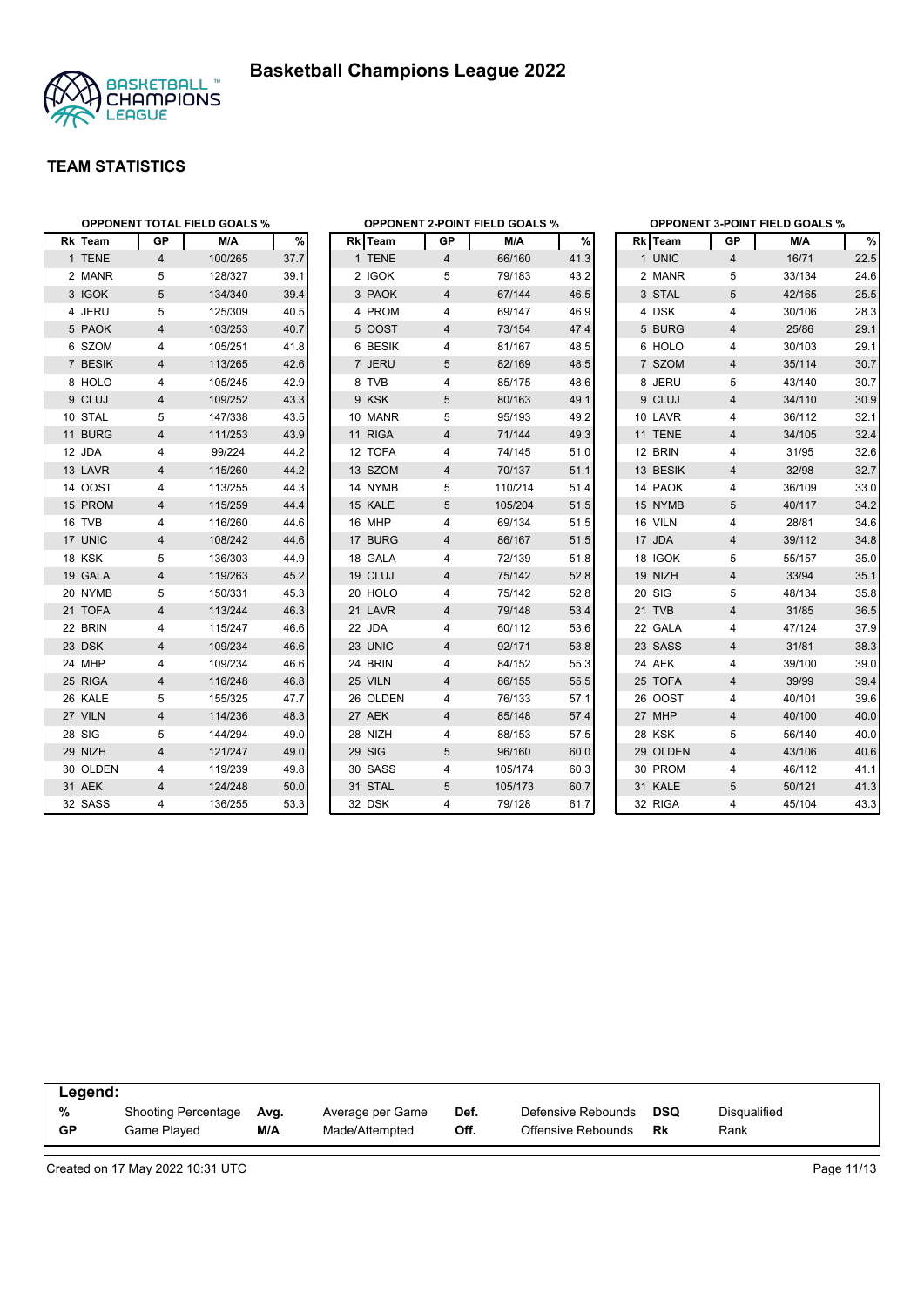# Basketball Champions League 2022

## TEAM STATISTICS

### OPPONENT TOTAL FIELD GOALS %

| Rk | Team | GP | M/A | % |
|---|---|---|---|---|
| 1 | TENE | 4 | 100/265 | 37.7 |
| 2 | MANR | 5 | 128/327 | 39.1 |
| 3 | IGOK | 5 | 134/340 | 39.4 |
| 4 | JERU | 5 | 125/309 | 40.5 |
| 5 | PAOK | 4 | 103/253 | 40.7 |
| 6 | SZOM | 4 | 105/251 | 41.8 |
| 7 | BESIK | 4 | 113/265 | 42.6 |
| 8 | HOLO | 4 | 105/245 | 42.9 |
| 9 | CLUJ | 4 | 109/252 | 43.3 |
| 10 | STAL | 5 | 147/338 | 43.5 |
| 11 | BURG | 4 | 111/253 | 43.9 |
| 12 | JDA | 4 | 99/224 | 44.2 |
| 13 | LAVR | 4 | 115/260 | 44.2 |
| 14 | OOST | 4 | 113/255 | 44.3 |
| 15 | PROM | 4 | 115/259 | 44.4 |
| 16 | TVB | 4 | 116/260 | 44.6 |
| 17 | UNIC | 4 | 108/242 | 44.6 |
| 18 | KSK | 5 | 136/303 | 44.9 |
| 19 | GALA | 4 | 119/263 | 45.2 |
| 20 | NYMB | 5 | 150/331 | 45.3 |
| 21 | TOFA | 4 | 113/244 | 46.3 |
| 22 | BRIN | 4 | 115/247 | 46.6 |
| 23 | DSK | 4 | 109/234 | 46.6 |
| 24 | MHP | 4 | 109/234 | 46.6 |
| 25 | RIGA | 4 | 116/248 | 46.8 |
| 26 | KALE | 5 | 155/325 | 47.7 |
| 27 | VILN | 4 | 114/236 | 48.3 |
| 28 | SIG | 5 | 144/294 | 49.0 |
| 29 | NIZH | 4 | 121/247 | 49.0 |
| 30 | OLDEN | 4 | 119/239 | 49.8 |
| 31 | AEK | 4 | 124/248 | 50.0 |
| 32 | SASS | 4 | 136/255 | 53.3 |

### OPPONENT 2-POINT FIELD GOALS %

| Rk | Team | GP | M/A | % |
|---|---|---|---|---|
| 1 | TENE | 4 | 66/160 | 41.3 |
| 2 | IGOK | 5 | 79/183 | 43.2 |
| 3 | PAOK | 4 | 67/144 | 46.5 |
| 4 | PROM | 4 | 69/147 | 46.9 |
| 5 | OOST | 4 | 73/154 | 47.4 |
| 6 | BESIK | 4 | 81/167 | 48.5 |
| 7 | JERU | 5 | 82/169 | 48.5 |
| 8 | TVB | 4 | 85/175 | 48.6 |
| 9 | KSK | 5 | 80/163 | 49.1 |
| 10 | MANR | 5 | 95/193 | 49.2 |
| 11 | RIGA | 4 | 71/144 | 49.3 |
| 12 | TOFA | 4 | 74/145 | 51.0 |
| 13 | SZOM | 4 | 70/137 | 51.1 |
| 14 | NYMB | 5 | 110/214 | 51.4 |
| 15 | KALE | 5 | 105/204 | 51.5 |
| 16 | MHP | 4 | 69/134 | 51.5 |
| 17 | BURG | 4 | 86/167 | 51.5 |
| 18 | GALA | 4 | 72/139 | 51.8 |
| 19 | CLUJ | 4 | 75/142 | 52.8 |
| 20 | HOLO | 4 | 75/142 | 52.8 |
| 21 | LAVR | 4 | 79/148 | 53.4 |
| 22 | JDA | 4 | 60/112 | 53.6 |
| 23 | UNIC | 4 | 92/171 | 53.8 |
| 24 | BRIN | 4 | 84/152 | 55.3 |
| 25 | VILN | 4 | 86/155 | 55.5 |
| 26 | OLDEN | 4 | 76/133 | 57.1 |
| 27 | AEK | 4 | 85/148 | 57.4 |
| 28 | NIZH | 4 | 88/153 | 57.5 |
| 29 | SIG | 5 | 96/160 | 60.0 |
| 30 | SASS | 4 | 105/174 | 60.3 |
| 31 | STAL | 5 | 105/173 | 60.7 |
| 32 | DSK | 4 | 79/128 | 61.7 |

### OPPONENT 3-POINT FIELD GOALS %

| Rk | Team | GP | M/A | % |
|---|---|---|---|---|
| 1 | UNIC | 4 | 16/71 | 22.5 |
| 2 | MANR | 5 | 33/134 | 24.6 |
| 3 | STAL | 5 | 42/165 | 25.5 |
| 4 | DSK | 4 | 30/106 | 28.3 |
| 5 | BURG | 4 | 25/86 | 29.1 |
| 6 | HOLO | 4 | 30/103 | 29.1 |
| 7 | SZOM | 4 | 35/114 | 30.7 |
| 8 | JERU | 5 | 43/140 | 30.7 |
| 9 | CLUJ | 4 | 34/110 | 30.9 |
| 10 | LAVR | 4 | 36/112 | 32.1 |
| 11 | TENE | 4 | 34/105 | 32.4 |
| 12 | BRIN | 4 | 31/95 | 32.6 |
| 13 | BESIK | 4 | 32/98 | 32.7 |
| 14 | PAOK | 4 | 36/109 | 33.0 |
| 15 | NYMB | 5 | 40/117 | 34.2 |
| 16 | VILN | 4 | 28/81 | 34.6 |
| 17 | JDA | 4 | 39/112 | 34.8 |
| 18 | IGOK | 5 | 55/157 | 35.0 |
| 19 | NIZH | 4 | 33/94 | 35.1 |
| 20 | SIG | 5 | 48/134 | 35.8 |
| 21 | TVB | 4 | 31/85 | 36.5 |
| 22 | GALA | 4 | 47/124 | 37.9 |
| 23 | SASS | 4 | 31/81 | 38.3 |
| 24 | AEK | 4 | 39/100 | 39.0 |
| 25 | TOFA | 4 | 39/99 | 39.4 |
| 26 | OOST | 4 | 40/101 | 39.6 |
| 27 | MHP | 4 | 40/100 | 40.0 |
| 28 | KSK | 5 | 56/140 | 40.0 |
| 29 | OLDEN | 4 | 43/106 | 40.6 |
| 30 | PROM | 4 | 46/112 | 41.1 |
| 31 | KALE | 5 | 50/121 | 41.3 |
| 32 | RIGA | 4 | 45/104 | 43.3 |

**Legend:**

| | | | | | | | |
|---|---|---|---|---|---|---|---|
| % | Shooting Percentage | Avg. | Average per Game | Def. | Defensive Rebounds | DSQ | Disqualified |
| GP | Game Played | M/A | Made/Attempted | Off. | Offensive Rebounds | Rk | Rank |

Created on 17 May 2022 10:31 UTC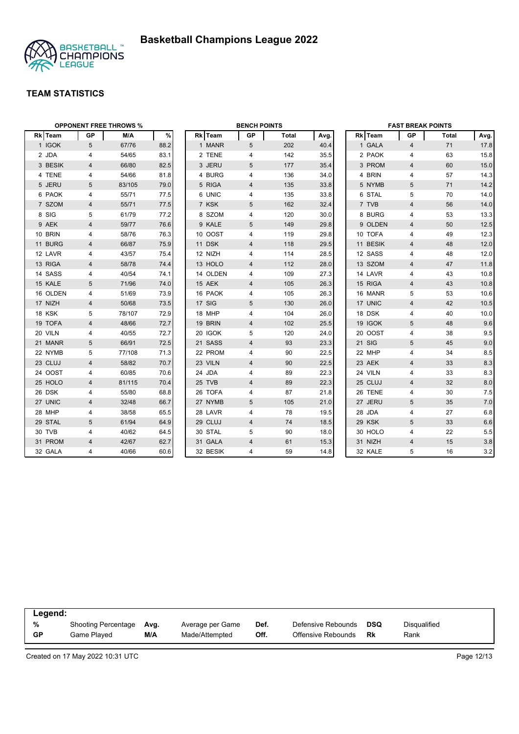# Basketball Champions League 2022

## TEAM STATISTICS

### OPPONENT FREE THROWS %

| Rk | Team | GP | M/A | % |
|---|---|---|---|---|
| 1 | IGOK | 5 | 67/76 | 88.2 |
| 2 | JDA | 4 | 54/65 | 83.1 |
| 3 | BESIK | 4 | 66/80 | 82.5 |
| 4 | TENE | 4 | 54/66 | 81.8 |
| 5 | JERU | 5 | 83/105 | 79.0 |
| 6 | PAOK | 4 | 55/71 | 77.5 |
| 7 | SZOM | 4 | 55/71 | 77.5 |
| 8 | SIG | 5 | 61/79 | 77.2 |
| 9 | AEK | 4 | 59/77 | 76.6 |
| 10 | BRIN | 4 | 58/76 | 76.3 |
| 11 | BURG | 4 | 66/87 | 75.9 |
| 12 | LAVR | 4 | 43/57 | 75.4 |
| 13 | RIGA | 4 | 58/78 | 74.4 |
| 14 | SASS | 4 | 40/54 | 74.1 |
| 15 | KALE | 5 | 71/96 | 74.0 |
| 16 | OLDEN | 4 | 51/69 | 73.9 |
| 17 | NIZH | 4 | 50/68 | 73.5 |
| 18 | KSK | 5 | 78/107 | 72.9 |
| 19 | TOFA | 4 | 48/66 | 72.7 |
| 20 | VILN | 4 | 40/55 | 72.7 |
| 21 | MANR | 5 | 66/91 | 72.5 |
| 22 | NYMB | 5 | 77/108 | 71.3 |
| 23 | CLUJ | 4 | 58/82 | 70.7 |
| 24 | OOST | 4 | 60/85 | 70.6 |
| 25 | HOLO | 4 | 81/115 | 70.4 |
| 26 | DSK | 4 | 55/80 | 68.8 |
| 27 | UNIC | 4 | 32/48 | 66.7 |
| 28 | MHP | 4 | 38/58 | 65.5 |
| 29 | STAL | 5 | 61/94 | 64.9 |
| 30 | TVB | 4 | 40/62 | 64.5 |
| 31 | PROM | 4 | 42/67 | 62.7 |
| 32 | GALA | 4 | 40/66 | 60.6 |

### BENCH POINTS

| Rk | Team | GP | Total | Avg. |
|---|---|---|---|---|
| 1 | MANR | 5 | 202 | 40.4 |
| 2 | TENE | 4 | 142 | 35.5 |
| 3 | JERU | 5 | 177 | 35.4 |
| 4 | BURG | 4 | 136 | 34.0 |
| 5 | RIGA | 4 | 135 | 33.8 |
| 6 | UNIC | 4 | 135 | 33.8 |
| 7 | KSK | 5 | 162 | 32.4 |
| 8 | SZOM | 4 | 120 | 30.0 |
| 9 | KALE | 5 | 149 | 29.8 |
| 10 | OOST | 4 | 119 | 29.8 |
| 11 | DSK | 4 | 118 | 29.5 |
| 12 | NIZH | 4 | 114 | 28.5 |
| 13 | HOLO | 4 | 112 | 28.0 |
| 14 | OLDEN | 4 | 109 | 27.3 |
| 15 | AEK | 4 | 105 | 26.3 |
| 16 | PAOK | 4 | 105 | 26.3 |
| 17 | SIG | 5 | 130 | 26.0 |
| 18 | MHP | 4 | 104 | 26.0 |
| 19 | BRIN | 4 | 102 | 25.5 |
| 20 | IGOK | 5 | 120 | 24.0 |
| 21 | SASS | 4 | 93 | 23.3 |
| 22 | PROM | 4 | 90 | 22.5 |
| 23 | VILN | 4 | 90 | 22.5 |
| 24 | JDA | 4 | 89 | 22.3 |
| 25 | TVB | 4 | 89 | 22.3 |
| 26 | TOFA | 4 | 87 | 21.8 |
| 27 | NYMB | 5 | 105 | 21.0 |
| 28 | LAVR | 4 | 78 | 19.5 |
| 29 | CLUJ | 4 | 74 | 18.5 |
| 30 | STAL | 5 | 90 | 18.0 |
| 31 | GALA | 4 | 61 | 15.3 |
| 32 | BESIK | 4 | 59 | 14.8 |

### FAST BREAK POINTS

| Rk | Team | GP | Total | Avg. |
|---|---|---|---|---|
| 1 | GALA | 4 | 71 | 17.8 |
| 2 | PAOK | 4 | 63 | 15.8 |
| 3 | PROM | 4 | 60 | 15.0 |
| 4 | BRIN | 4 | 57 | 14.3 |
| 5 | NYMB | 5 | 71 | 14.2 |
| 6 | STAL | 5 | 70 | 14.0 |
| 7 | TVB | 4 | 56 | 14.0 |
| 8 | BURG | 4 | 53 | 13.3 |
| 9 | OLDEN | 4 | 50 | 12.5 |
| 10 | TOFA | 4 | 49 | 12.3 |
| 11 | BESIK | 4 | 48 | 12.0 |
| 12 | SASS | 4 | 48 | 12.0 |
| 13 | SZOM | 4 | 47 | 11.8 |
| 14 | LAVR | 4 | 43 | 10.8 |
| 15 | RIGA | 4 | 43 | 10.8 |
| 16 | MANR | 5 | 53 | 10.6 |
| 17 | UNIC | 4 | 42 | 10.5 |
| 18 | DSK | 4 | 40 | 10.0 |
| 19 | IGOK | 5 | 48 | 9.6 |
| 20 | OOST | 4 | 38 | 9.5 |
| 21 | SIG | 5 | 45 | 9.0 |
| 22 | MHP | 4 | 34 | 8.5 |
| 23 | AEK | 4 | 33 | 8.3 |
| 24 | VILN | 4 | 33 | 8.3 |
| 25 | CLUJ | 4 | 32 | 8.0 |
| 26 | TENE | 4 | 30 | 7.5 |
| 27 | JERU | 5 | 35 | 7.0 |
| 28 | JDA | 4 | 27 | 6.8 |
| 29 | KSK | 5 | 33 | 6.6 |
| 30 | HOLO | 4 | 22 | 5.5 |
| 31 | NIZH | 4 | 15 | 3.8 |
| 32 | KALE | 5 | 16 | 3.2 |

**Legend:**

| | | | | | | | |
|---|---|---|---|---|---|---|---|
| % | Shooting Percentage | Avg. | Average per Game | Def. | Defensive Rebounds | DSQ | Disqualified |
| GP | Game Played | M/A | Made/Attempted | Off. | Offensive Rebounds | Rk | Rank |

Created on 17 May 2022 10:31 UTC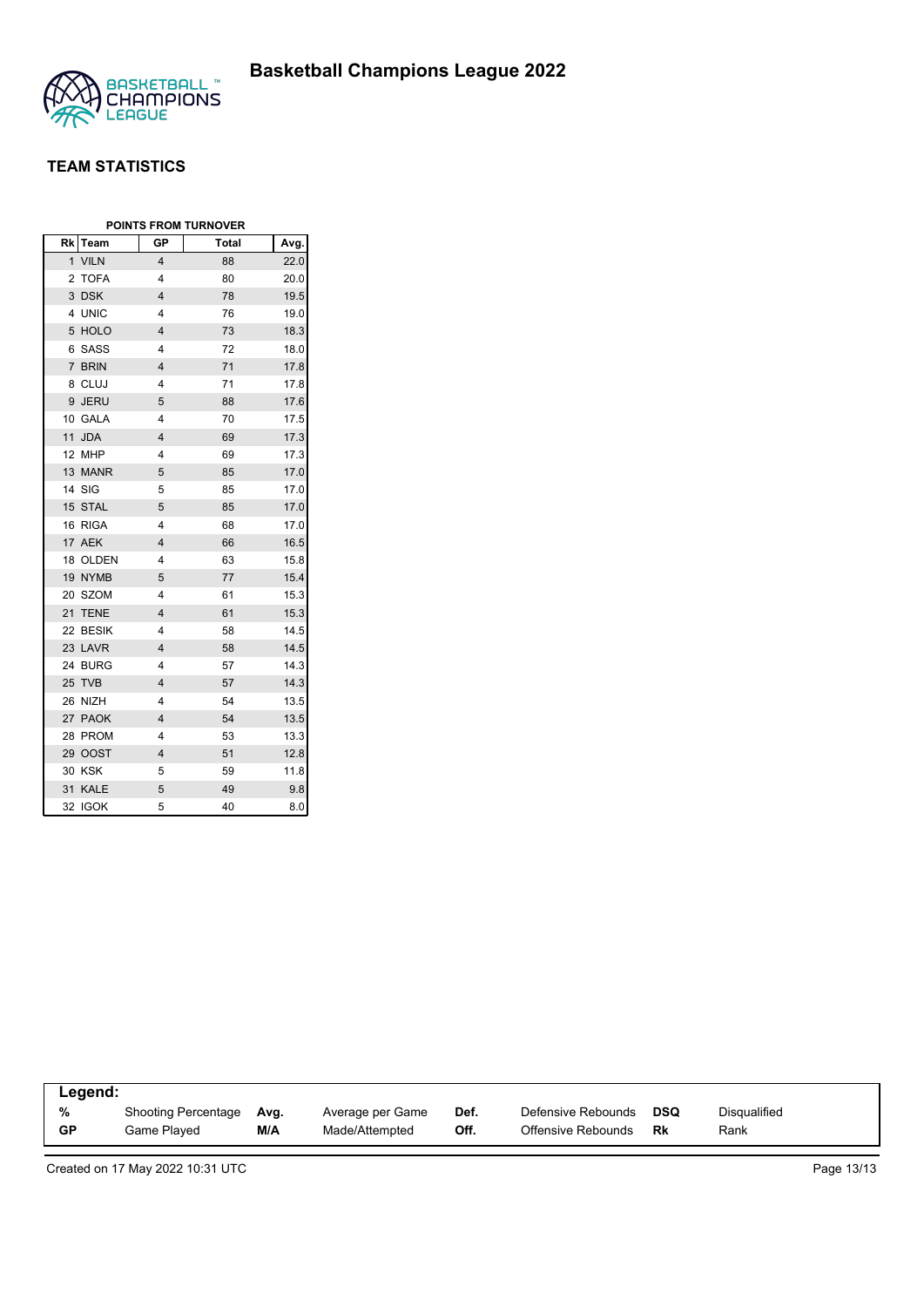# Basketball Champions League 2022

## TEAM STATISTICS

**POINTS FROM TURNOVER**

| Rk | Team | GP | Total | Avg. |
|---|---|---|---|---|
| 1 | VILN | 4 | 88 | 22.0 |
| 2 | TOFA | 4 | 80 | 20.0 |
| 3 | DSK | 4 | 78 | 19.5 |
| 4 | UNIC | 4 | 76 | 19.0 |
| 5 | HOLO | 4 | 73 | 18.3 |
| 6 | SASS | 4 | 72 | 18.0 |
| 7 | BRIN | 4 | 71 | 17.8 |
| 8 | CLUJ | 4 | 71 | 17.8 |
| 9 | JERU | 5 | 88 | 17.6 |
| 10 | GALA | 4 | 70 | 17.5 |
| 11 | JDA | 4 | 69 | 17.3 |
| 12 | MHP | 4 | 69 | 17.3 |
| 13 | MANR | 5 | 85 | 17.0 |
| 14 | SIG | 5 | 85 | 17.0 |
| 15 | STAL | 5 | 85 | 17.0 |
| 16 | RIGA | 4 | 68 | 17.0 |
| 17 | AEK | 4 | 66 | 16.5 |
| 18 | OLDEN | 4 | 63 | 15.8 |
| 19 | NYMB | 5 | 77 | 15.4 |
| 20 | SZOM | 4 | 61 | 15.3 |
| 21 | TENE | 4 | 61 | 15.3 |
| 22 | BESIK | 4 | 58 | 14.5 |
| 23 | LAVR | 4 | 58 | 14.5 |
| 24 | BURG | 4 | 57 | 14.3 |
| 25 | TVB | 4 | 57 | 14.3 |
| 26 | NIZH | 4 | 54 | 13.5 |
| 27 | PAOK | 4 | 54 | 13.5 |
| 28 | PROM | 4 | 53 | 13.3 |
| 29 | OOST | 4 | 51 | 12.8 |
| 30 | KSK | 5 | 59 | 11.8 |
| 31 | KALE | 5 | 49 | 9.8 |
| 32 | IGOK | 5 | 40 | 8.0 |

**Legend:**

| | | | | | | | |
|---|---|---|---|---|---|---|---|
| % | Shooting Percentage | Avg. | Average per Game | Def. | Defensive Rebounds | DSQ | Disqualified |
| GP | Game Played | M/A | Made/Attempted | Off. | Offensive Rebounds | Rk | Rank |

Created on 17 May 2022 10:31 UTC